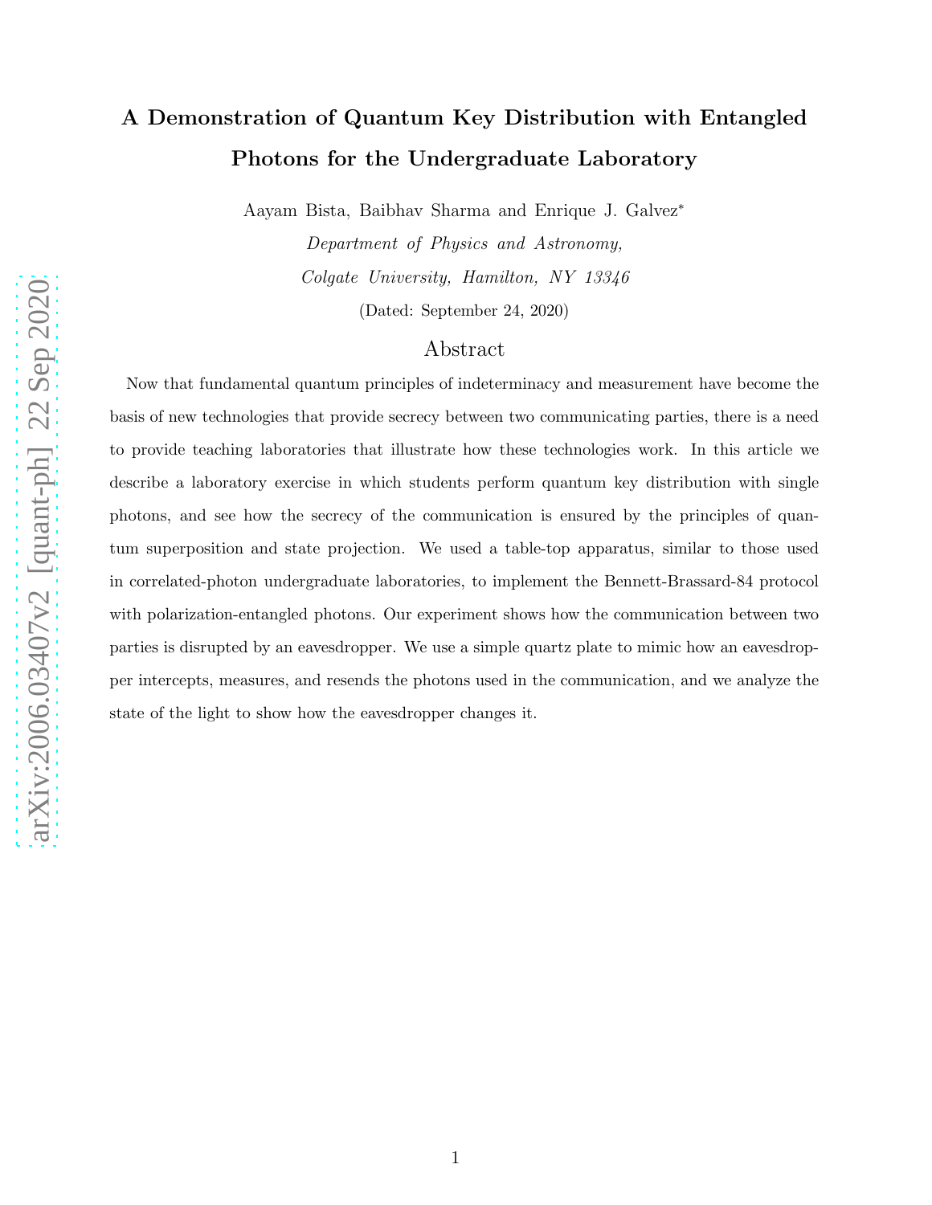# A Demonstration of Quantum Key Distribution with Entangled Photons for the Undergraduate Laboratory

Aayam Bista, Baibhav Sharma and Enrique J. Galvez*

*Department of Physics and Astronomy,*
*Colgate University, Hamilton, NY 13346*

(Dated: September 24, 2020)

## Abstract

Now that fundamental quantum principles of indeterminacy and measurement have become the basis of new technologies that provide secrecy between two communicating parties, there is a need to provide teaching laboratories that illustrate how these technologies work. In this article we describe a laboratory exercise in which students perform quantum key distribution with single photons, and see how the secrecy of the communication is ensured by the principles of quantum superposition and state projection. We used a table-top apparatus, similar to those used in correlated-photon undergraduate laboratories, to implement the Bennett-Brassard-84 protocol with polarization-entangled photons. Our experiment shows how the communication between two parties is disrupted by an eavesdropper. We use a simple quartz plate to mimic how an eavesdropper intercepts, measures, and resends the photons used in the communication, and we analyze the state of the light to show how the eavesdropper changes it.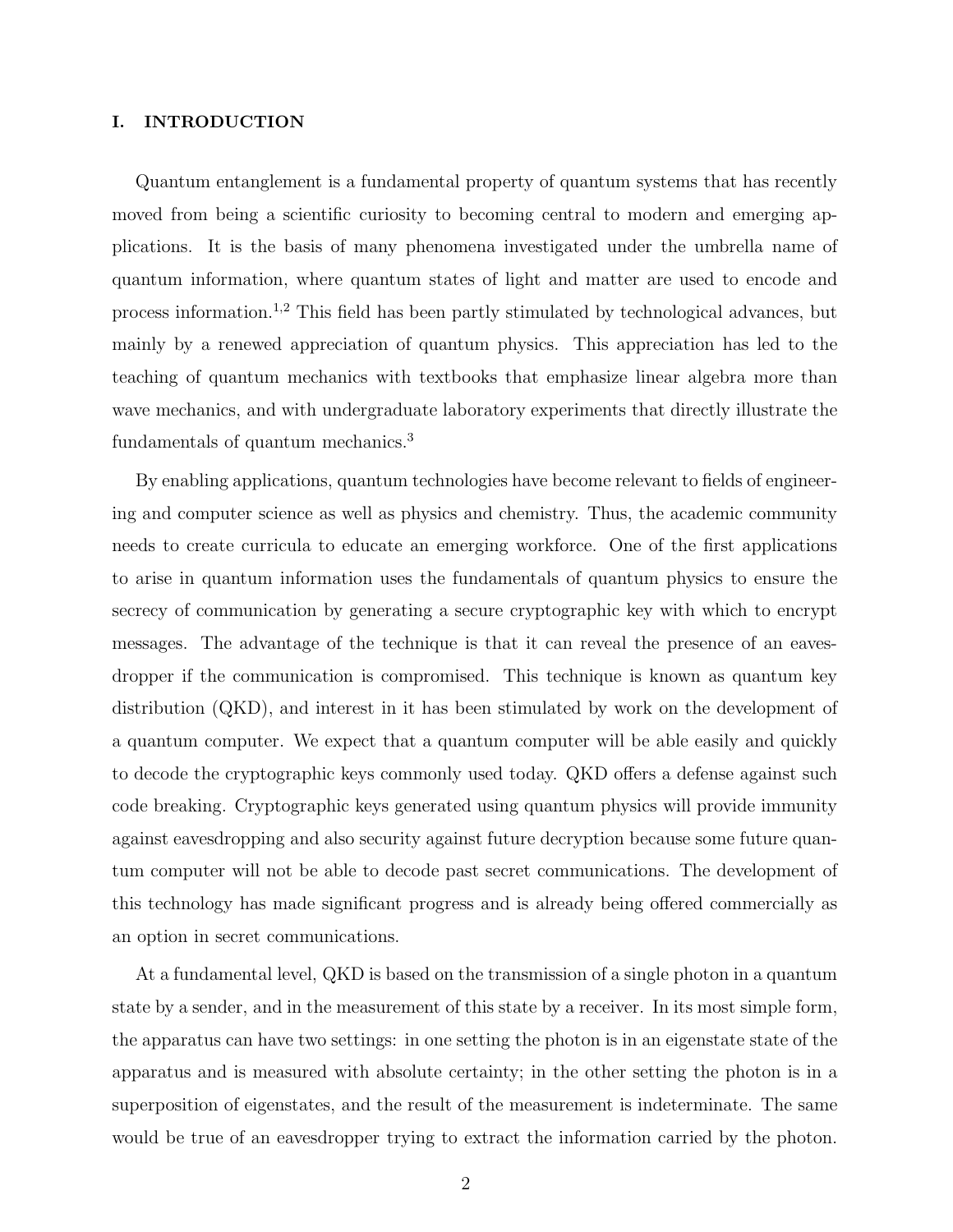## I. INTRODUCTION

Quantum entanglement is a fundamental property of quantum systems that has recently moved from being a scientific curiosity to becoming central to modern and emerging applications. It is the basis of many phenomena investigated under the umbrella name of quantum information, where quantum states of light and matter are used to encode and process information.[1,2] This field has been partly stimulated by technological advances, but mainly by a renewed appreciation of quantum physics. This appreciation has led to the teaching of quantum mechanics with textbooks that emphasize linear algebra more than wave mechanics, and with undergraduate laboratory experiments that directly illustrate the fundamentals of quantum mechanics.[3]

By enabling applications, quantum technologies have become relevant to fields of engineering and computer science as well as physics and chemistry. Thus, the academic community needs to create curricula to educate an emerging workforce. One of the first applications to arise in quantum information uses the fundamentals of quantum physics to ensure the secrecy of communication by generating a secure cryptographic key with which to encrypt messages. The advantage of the technique is that it can reveal the presence of an eavesdropper if the communication is compromised. This technique is known as quantum key distribution (QKD), and interest in it has been stimulated by work on the development of a quantum computer. We expect that a quantum computer will be able easily and quickly to decode the cryptographic keys commonly used today. QKD offers a defense against such code breaking. Cryptographic keys generated using quantum physics will provide immunity against eavesdropping and also security against future decryption because some future quantum computer will not be able to decode past secret communications. The development of this technology has made significant progress and is already being offered commercially as an option in secret communications.

At a fundamental level, QKD is based on the transmission of a single photon in a quantum state by a sender, and in the measurement of this state by a receiver. In its most simple form, the apparatus can have two settings: in one setting the photon is in an eigenstate state of the apparatus and is measured with absolute certainty; in the other setting the photon is in a superposition of eigenstates, and the result of the measurement is indeterminate. The same would be true of an eavesdropper trying to extract the information carried by the photon.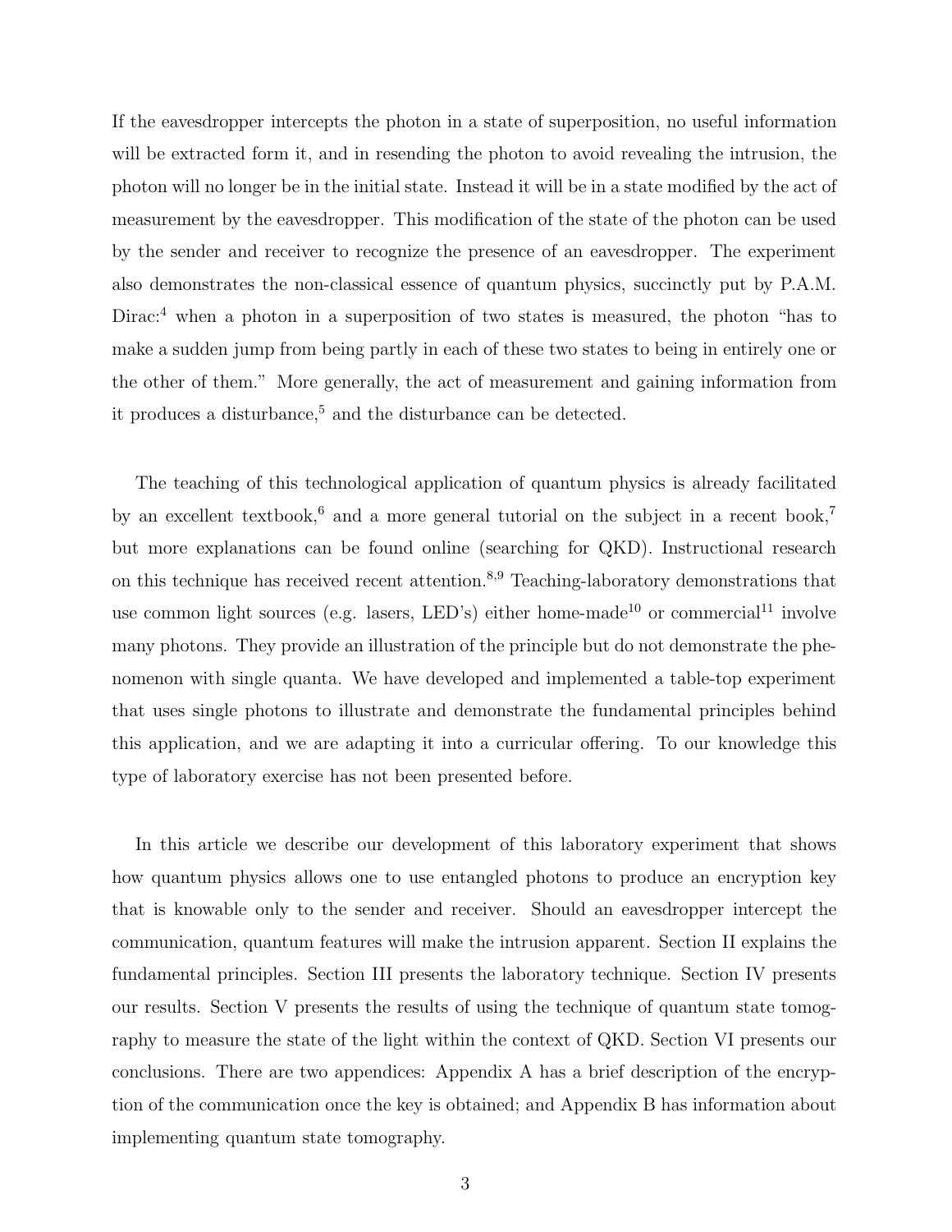If the eavesdropper intercepts the photon in a state of superposition, no useful information will be extracted form it, and in resending the photon to avoid revealing the intrusion, the photon will no longer be in the initial state. Instead it will be in a state modified by the act of measurement by the eavesdropper. This modification of the state of the photon can be used by the sender and receiver to recognize the presence of an eavesdropper. The experiment also demonstrates the non-classical essence of quantum physics, succinctly put by P.A.M. Dirac:[4] when a photon in a superposition of two states is measured, the photon "has to make a sudden jump from being partly in each of these two states to being in entirely one or the other of them." More generally, the act of measurement and gaining information from it produces a disturbance,[5] and the disturbance can be detected.

The teaching of this technological application of quantum physics is already facilitated by an excellent textbook,[6] and a more general tutorial on the subject in a recent book,[7] but more explanations can be found online (searching for QKD). Instructional research on this technique has received recent attention.[8,9] Teaching-laboratory demonstrations that use common light sources (e.g. lasers, LED's) either home-made[10] or commercial[11] involve many photons. They provide an illustration of the principle but do not demonstrate the phenomenon with single quanta. We have developed and implemented a table-top experiment that uses single photons to illustrate and demonstrate the fundamental principles behind this application, and we are adapting it into a curricular offering. To our knowledge this type of laboratory exercise has not been presented before.

In this article we describe our development of this laboratory experiment that shows how quantum physics allows one to use entangled photons to produce an encryption key that is knowable only to the sender and receiver. Should an eavesdropper intercept the communication, quantum features will make the intrusion apparent. Section II explains the fundamental principles. Section III presents the laboratory technique. Section IV presents our results. Section V presents the results of using the technique of quantum state tomography to measure the state of the light within the context of QKD. Section VI presents our conclusions. There are two appendices: Appendix A has a brief description of the encryption of the communication once the key is obtained; and Appendix B has information about implementing quantum state tomography.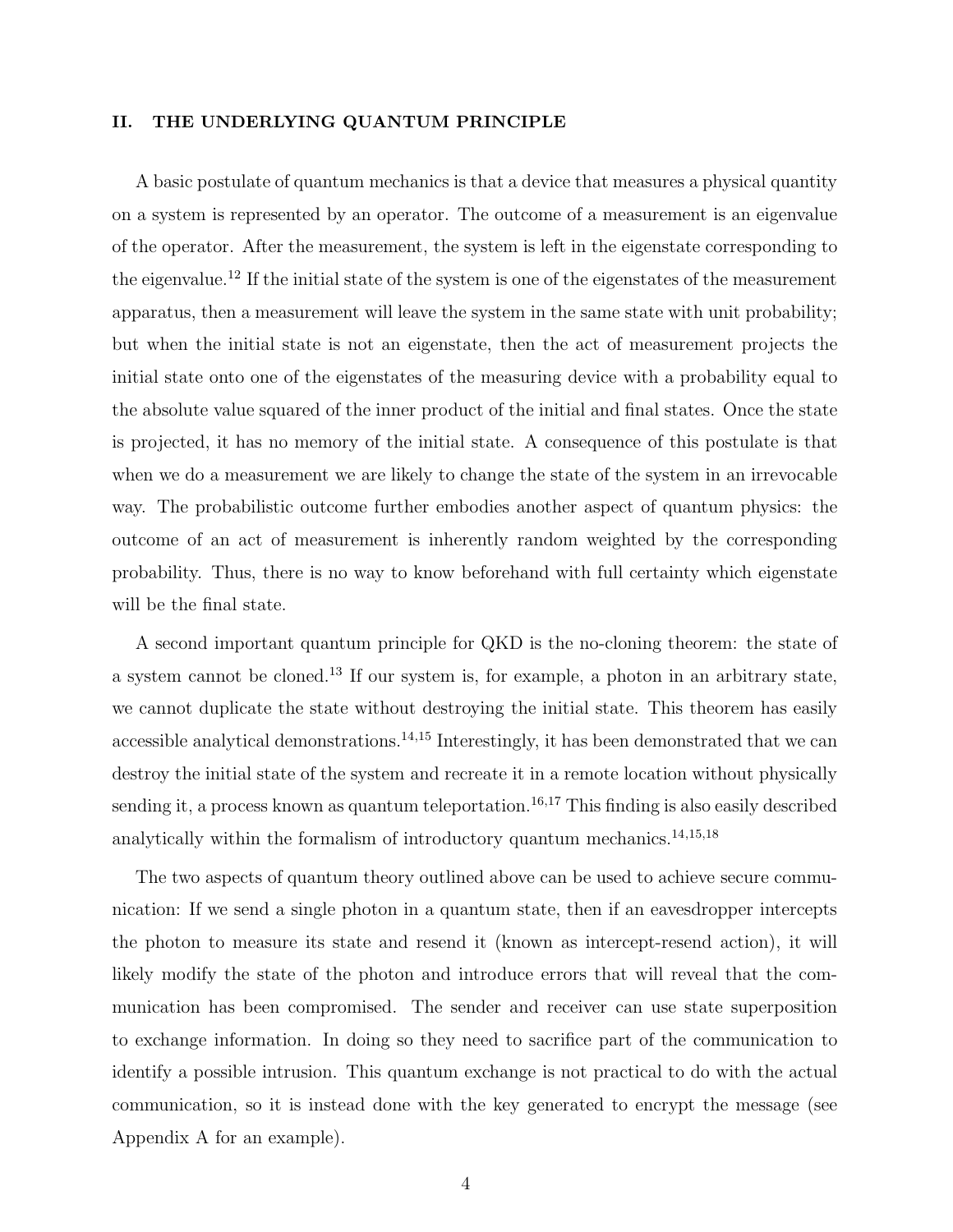## II. THE UNDERLYING QUANTUM PRINCIPLE

A basic postulate of quantum mechanics is that a device that measures a physical quantity on a system is represented by an operator. The outcome of a measurement is an eigenvalue of the operator. After the measurement, the system is left in the eigenstate corresponding to the eigenvalue.[12] If the initial state of the system is one of the eigenstates of the measurement apparatus, then a measurement will leave the system in the same state with unit probability; but when the initial state is not an eigenstate, then the act of measurement projects the initial state onto one of the eigenstates of the measuring device with a probability equal to the absolute value squared of the inner product of the initial and final states. Once the state is projected, it has no memory of the initial state. A consequence of this postulate is that when we do a measurement we are likely to change the state of the system in an irrevocable way. The probabilistic outcome further embodies another aspect of quantum physics: the outcome of an act of measurement is inherently random weighted by the corresponding probability. Thus, there is no way to know beforehand with full certainty which eigenstate will be the final state.

A second important quantum principle for QKD is the no-cloning theorem: the state of a system cannot be cloned.[13] If our system is, for example, a photon in an arbitrary state, we cannot duplicate the state without destroying the initial state. This theorem has easily accessible analytical demonstrations.[14,15] Interestingly, it has been demonstrated that we can destroy the initial state of the system and recreate it in a remote location without physically sending it, a process known as quantum teleportation.[16,17] This finding is also easily described analytically within the formalism of introductory quantum mechanics.[14,15,18]

The two aspects of quantum theory outlined above can be used to achieve secure communication: If we send a single photon in a quantum state, then if an eavesdropper intercepts the photon to measure its state and resend it (known as intercept-resend action), it will likely modify the state of the photon and introduce errors that will reveal that the communication has been compromised. The sender and receiver can use state superposition to exchange information. In doing so they need to sacrifice part of the communication to identify a possible intrusion. This quantum exchange is not practical to do with the actual communication, so it is instead done with the key generated to encrypt the message (see Appendix A for an example).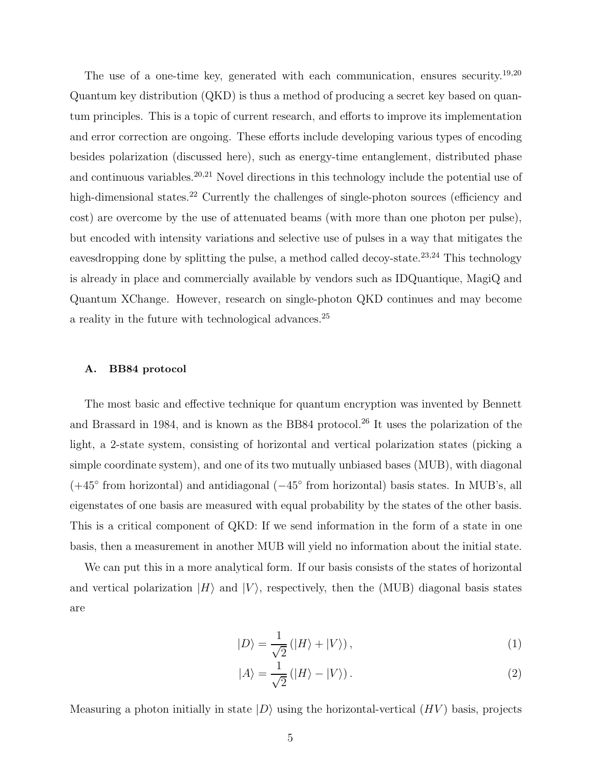The use of a one-time key, generated with each communication, ensures security.[19,20] Quantum key distribution (QKD) is thus a method of producing a secret key based on quantum principles. This is a topic of current research, and efforts to improve its implementation and error correction are ongoing. These efforts include developing various types of encoding besides polarization (discussed here), such as energy-time entanglement, distributed phase and continuous variables.[20,21] Novel directions in this technology include the potential use of high-dimensional states.[22] Currently the challenges of single-photon sources (efficiency and cost) are overcome by the use of attenuated beams (with more than one photon per pulse), but encoded with intensity variations and selective use of pulses in a way that mitigates the eavesdropping done by splitting the pulse, a method called decoy-state.[23,24] This technology is already in place and commercially available by vendors such as IDQuantique, MagiQ and Quantum XChange. However, research on single-photon QKD continues and may become a reality in the future with technological advances.[25]

### A. BB84 protocol

The most basic and effective technique for quantum encryption was invented by Bennett and Brassard in 1984, and is known as the BB84 protocol.[26] It uses the polarization of the light, a 2-state system, consisting of horizontal and vertical polarization states (picking a simple coordinate system), and one of its two mutually unbiased bases (MUB), with diagonal ($+45^\circ$ from horizontal) and antidiagonal ($-45^\circ$ from horizontal) basis states. In MUB's, all eigenstates of one basis are measured with equal probability by the states of the other basis. This is a critical component of QKD: If we send information in the form of a state in one basis, then a measurement in another MUB will yield no information about the initial state.

We can put this in a more analytical form. If our basis consists of the states of horizontal and vertical polarization $|H\rangle$ and $|V\rangle$, respectively, then the (MUB) diagonal basis states are

$$|D\rangle = \frac{1}{\sqrt{2}}\left(|H\rangle + |V\rangle\right), \tag{1}$$

$$|A\rangle = \frac{1}{\sqrt{2}}\left(|H\rangle - |V\rangle\right). \tag{2}$$

Measuring a photon initially in state $|D\rangle$ using the horizontal-vertical ($HV$) basis, projects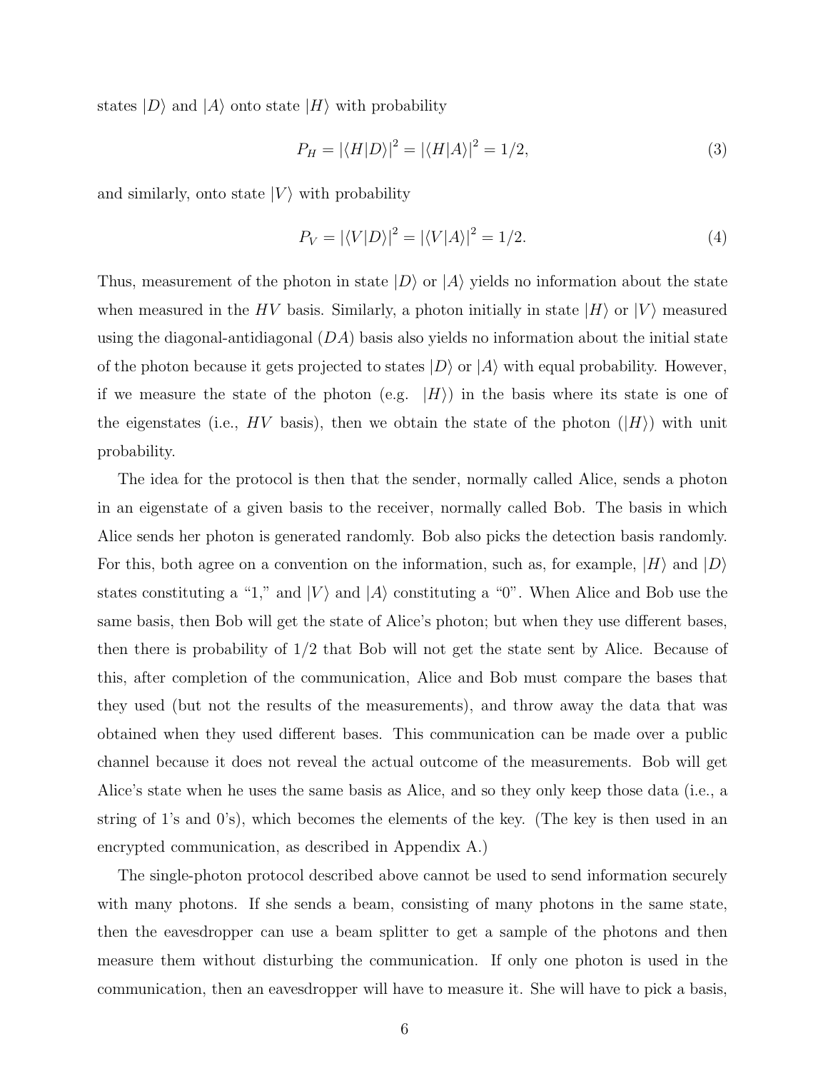states $|D\rangle$ and $|A\rangle$ onto state $|H\rangle$ with probability

$$P_H = |\langle H|D\rangle|^2 = |\langle H|A\rangle|^2 = 1/2, \tag{3}$$

and similarly, onto state $|V\rangle$ with probability

$$P_V = |\langle V|D\rangle|^2 = |\langle V|A\rangle|^2 = 1/2. \tag{4}$$

Thus, measurement of the photon in state $|D\rangle$ or $|A\rangle$ yields no information about the state when measured in the $HV$ basis. Similarly, a photon initially in state $|H\rangle$ or $|V\rangle$ measured using the diagonal-antidiagonal ($DA$) basis also yields no information about the initial state of the photon because it gets projected to states $|D\rangle$ or $|A\rangle$ with equal probability. However, if we measure the state of the photon (e.g. $|H\rangle$) in the basis where its state is one of the eigenstates (i.e., $HV$ basis), then we obtain the state of the photon ($|H\rangle$) with unit probability.

The idea for the protocol is then that the sender, normally called Alice, sends a photon in an eigenstate of a given basis to the receiver, normally called Bob. The basis in which Alice sends her photon is generated randomly. Bob also picks the detection basis randomly. For this, both agree on a convention on the information, such as, for example, $|H\rangle$ and $|D\rangle$ states constituting a "1," and $|V\rangle$ and $|A\rangle$ constituting a "0". When Alice and Bob use the same basis, then Bob will get the state of Alice's photon; but when they use different bases, then there is probability of 1/2 that Bob will not get the state sent by Alice. Because of this, after completion of the communication, Alice and Bob must compare the bases that they used (but not the results of the measurements), and throw away the data that was obtained when they used different bases. This communication can be made over a public channel because it does not reveal the actual outcome of the measurements. Bob will get Alice's state when he uses the same basis as Alice, and so they only keep those data (i.e., a string of 1's and 0's), which becomes the elements of the key. (The key is then used in an encrypted communication, as described in Appendix A.)

The single-photon protocol described above cannot be used to send information securely with many photons. If she sends a beam, consisting of many photons in the same state, then the eavesdropper can use a beam splitter to get a sample of the photons and then measure them without disturbing the communication. If only one photon is used in the communication, then an eavesdropper will have to measure it. She will have to pick a basis,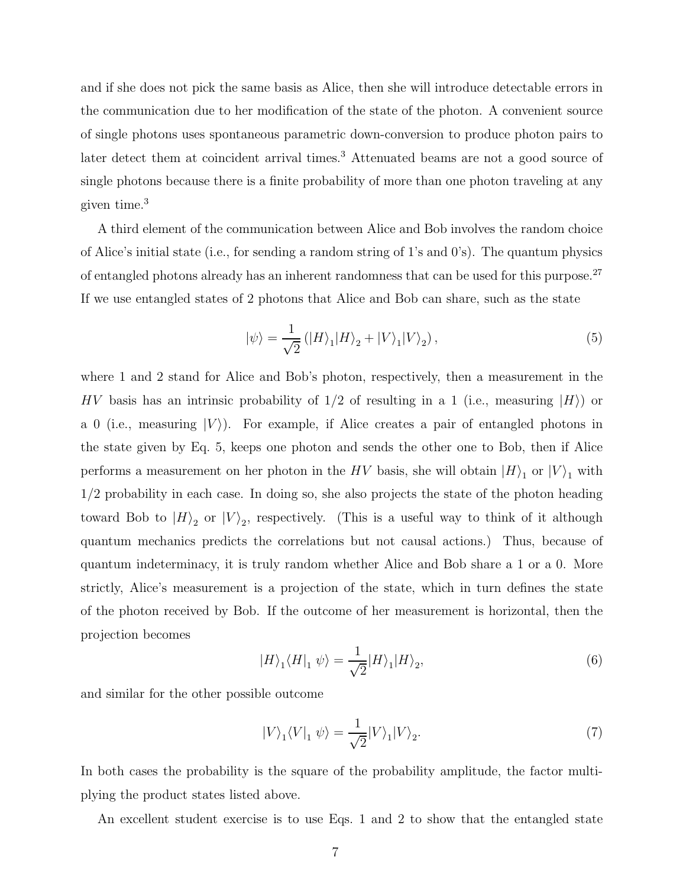and if she does not pick the same basis as Alice, then she will introduce detectable errors in the communication due to her modification of the state of the photon. A convenient source of single photons uses spontaneous parametric down-conversion to produce photon pairs to later detect them at coincident arrival times.[3] Attenuated beams are not a good source of single photons because there is a finite probability of more than one photon traveling at any given time.[3]

A third element of the communication between Alice and Bob involves the random choice of Alice's initial state (i.e., for sending a random string of 1's and 0's). The quantum physics of entangled photons already has an inherent randomness that can be used for this purpose.[27] If we use entangled states of 2 photons that Alice and Bob can share, such as the state

$$|\psi\rangle = \frac{1}{\sqrt{2}} \left( |H\rangle_1 |H\rangle_2 + |V\rangle_1 |V\rangle_2 \right), \tag{5}$$

where 1 and 2 stand for Alice and Bob's photon, respectively, then a measurement in the $HV$ basis has an intrinsic probability of 1/2 of resulting in a 1 (i.e., measuring $|H\rangle$) or a 0 (i.e., measuring $|V\rangle$). For example, if Alice creates a pair of entangled photons in the state given by Eq. 5, keeps one photon and sends the other one to Bob, then if Alice performs a measurement on her photon in the $HV$ basis, she will obtain $|H\rangle_1$ or $|V\rangle_1$ with 1/2 probability in each case. In doing so, she also projects the state of the photon heading toward Bob to $|H\rangle_2$ or $|V\rangle_2$, respectively. (This is a useful way to think of it although quantum mechanics predicts the correlations but not causal actions.) Thus, because of quantum indeterminacy, it is truly random whether Alice and Bob share a 1 or a 0. More strictly, Alice's measurement is a projection of the state, which in turn defines the state of the photon received by Bob. If the outcome of her measurement is horizontal, then the projection becomes

$$|H\rangle_1 \langle H|_1 \; \psi\rangle = \frac{1}{\sqrt{2}} |H\rangle_1 |H\rangle_2, \tag{6}$$

and similar for the other possible outcome

$$|V\rangle_1 \langle V|_1 \; \psi\rangle = \frac{1}{\sqrt{2}} |V\rangle_1 |V\rangle_2. \tag{7}$$

In both cases the probability is the square of the probability amplitude, the factor multiplying the product states listed above.

An excellent student exercise is to use Eqs. 1 and 2 to show that the entangled state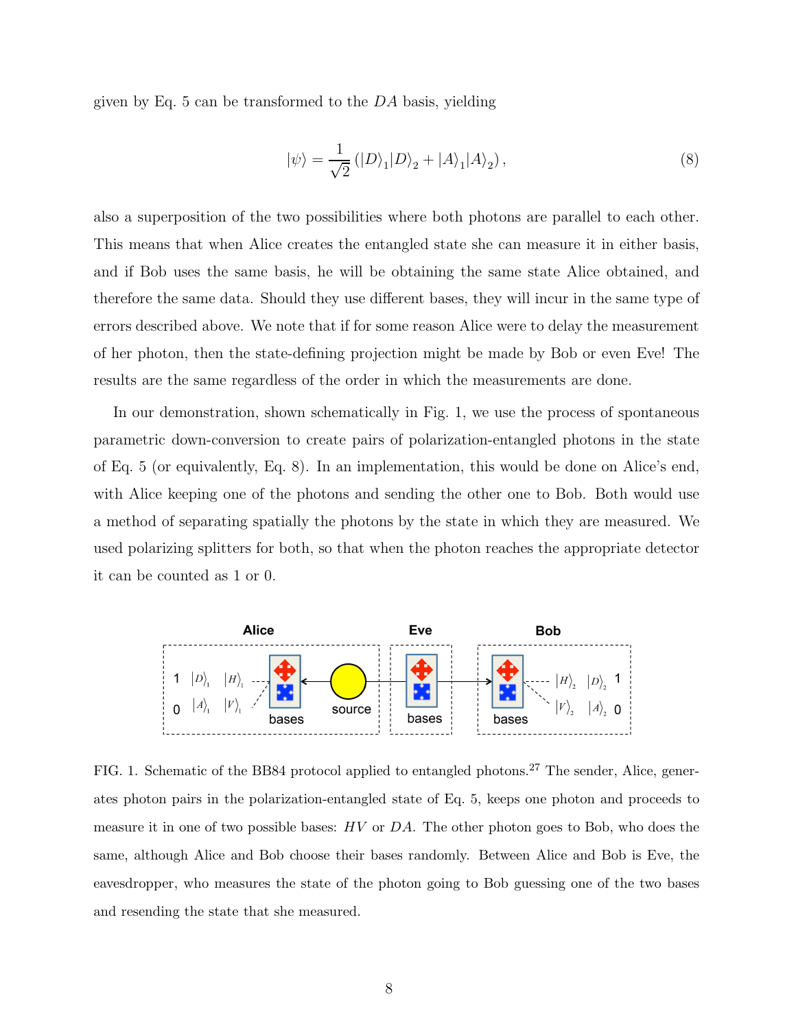given by Eq. 5 can be transformed to the $DA$ basis, yielding

$$|\psi\rangle = \frac{1}{\sqrt{2}} \left( |D\rangle_1 |D\rangle_2 + |A\rangle_1 |A\rangle_2 \right), \tag{8}$$

also a superposition of the two possibilities where both photons are parallel to each other. This means that when Alice creates the entangled state she can measure it in either basis, and if Bob uses the same basis, he will be obtaining the same state Alice obtained, and therefore the same data. Should they use different bases, they will incur in the same type of errors described above. We note that if for some reason Alice were to delay the measurement of her photon, then the state-defining projection might be made by Bob or even Eve! The results are the same regardless of the order in which the measurements are done.

In our demonstration, shown schematically in Fig. 1, we use the process of spontaneous parametric down-conversion to create pairs of polarization-entangled photons in the state of Eq. 5 (or equivalently, Eq. 8). In an implementation, this would be done on Alice's end, with Alice keeping one of the photons and sending the other one to Bob. Both would use a method of separating spatially the photons by the state in which they are measured. We used polarizing splitters for both, so that when the photon reaches the appropriate detector it can be counted as 1 or 0.

FIG. 1. Schematic of the BB84 protocol applied to entangled photons.[27] The sender, Alice, generates photon pairs in the polarization-entangled state of Eq. 5, keeps one photon and proceeds to measure it in one of two possible bases: $HV$ or $DA$. The other photon goes to Bob, who does the same, although Alice and Bob choose their bases randomly. Between Alice and Bob is Eve, the eavesdropper, who measures the state of the photon going to Bob guessing one of the two bases and resending the state that she measured.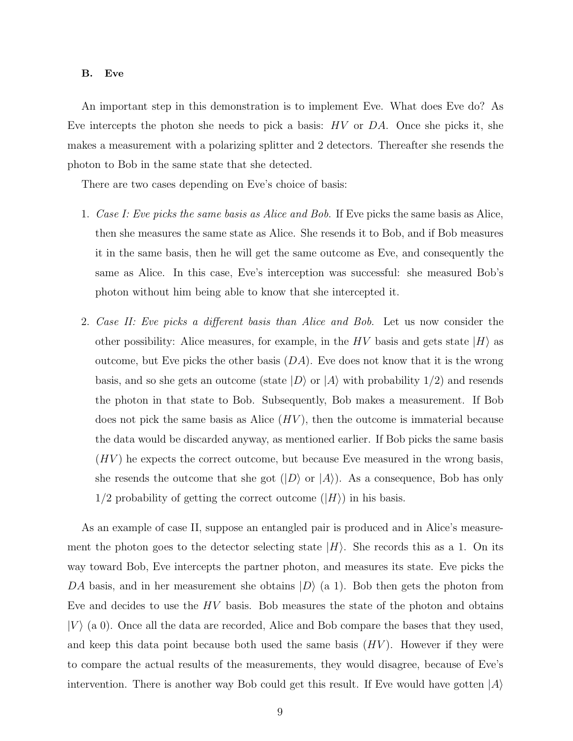### B. Eve

An important step in this demonstration is to implement Eve. What does Eve do? As Eve intercepts the photon she needs to pick a basis: $HV$ or $DA$. Once she picks it, she makes a measurement with a polarizing splitter and 2 detectors. Thereafter she resends the photon to Bob in the same state that she detected.

There are two cases depending on Eve's choice of basis:

1. *Case I: Eve picks the same basis as Alice and Bob.* If Eve picks the same basis as Alice, then she measures the same state as Alice. She resends it to Bob, and if Bob measures it in the same basis, then he will get the same outcome as Eve, and consequently the same as Alice. In this case, Eve's interception was successful: she measured Bob's photon without him being able to know that she intercepted it.

2. *Case II: Eve picks a different basis than Alice and Bob.* Let us now consider the other possibility: Alice measures, for example, in the $HV$ basis and gets state $|H\rangle$ as outcome, but Eve picks the other basis ($DA$). Eve does not know that it is the wrong basis, and so she gets an outcome (state $|D\rangle$ or $|A\rangle$ with probability 1/2) and resends the photon in that state to Bob. Subsequently, Bob makes a measurement. If Bob does not pick the same basis as Alice ($HV$), then the outcome is immaterial because the data would be discarded anyway, as mentioned earlier. If Bob picks the same basis ($HV$) he expects the correct outcome, but because Eve measured in the wrong basis, she resends the outcome that she got ($|D\rangle$ or $|A\rangle$). As a consequence, Bob has only 1/2 probability of getting the correct outcome ($|H\rangle$) in his basis.

As an example of case II, suppose an entangled pair is produced and in Alice's measurement the photon goes to the detector selecting state $|H\rangle$. She records this as a 1. On its way toward Bob, Eve intercepts the partner photon, and measures its state. Eve picks the $DA$ basis, and in her measurement she obtains $|D\rangle$ (a 1). Bob then gets the photon from Eve and decides to use the $HV$ basis. Bob measures the state of the photon and obtains $|V\rangle$ (a 0). Once all the data are recorded, Alice and Bob compare the bases that they used, and keep this data point because both used the same basis ($HV$). However if they were to compare the actual results of the measurements, they would disagree, because of Eve's intervention. There is another way Bob could get this result. If Eve would have gotten $|A\rangle$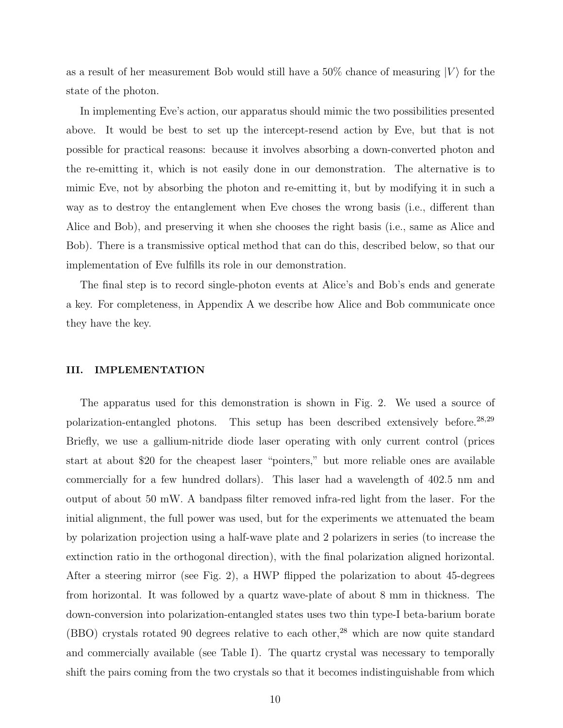as a result of her measurement Bob would still have a 50% chance of measuring $|V\rangle$ for the state of the photon.

In implementing Eve's action, our apparatus should mimic the two possibilities presented above. It would be best to set up the intercept-resend action by Eve, but that is not possible for practical reasons: because it involves absorbing a down-converted photon and the re-emitting it, which is not easily done in our demonstration. The alternative is to mimic Eve, not by absorbing the photon and re-emitting it, but by modifying it in such a way as to destroy the entanglement when Eve choses the wrong basis (i.e., different than Alice and Bob), and preserving it when she chooses the right basis (i.e., same as Alice and Bob). There is a transmissive optical method that can do this, described below, so that our implementation of Eve fulfills its role in our demonstration.

The final step is to record single-photon events at Alice's and Bob's ends and generate a key. For completeness, in Appendix A we describe how Alice and Bob communicate once they have the key.

## III. IMPLEMENTATION

The apparatus used for this demonstration is shown in Fig. 2. We used a source of polarization-entangled photons. This setup has been described extensively before.[28,29] Briefly, we use a gallium-nitride diode laser operating with only current control (prices start at about $20 for the cheapest laser "pointers," but more reliable ones are available commercially for a few hundred dollars). This laser had a wavelength of 402.5 nm and output of about 50 mW. A bandpass filter removed infra-red light from the laser. For the initial alignment, the full power was used, but for the experiments we attenuated the beam by polarization projection using a half-wave plate and 2 polarizers in series (to increase the extinction ratio in the orthogonal direction), with the final polarization aligned horizontal. After a steering mirror (see Fig. 2), a HWP flipped the polarization to about 45-degrees from horizontal. It was followed by a quartz wave-plate of about 8 mm in thickness. The down-conversion into polarization-entangled states uses two thin type-I beta-barium borate (BBO) crystals rotated 90 degrees relative to each other,[28] which are now quite standard and commercially available (see Table I). The quartz crystal was necessary to temporally shift the pairs coming from the two crystals so that it becomes indistinguishable from which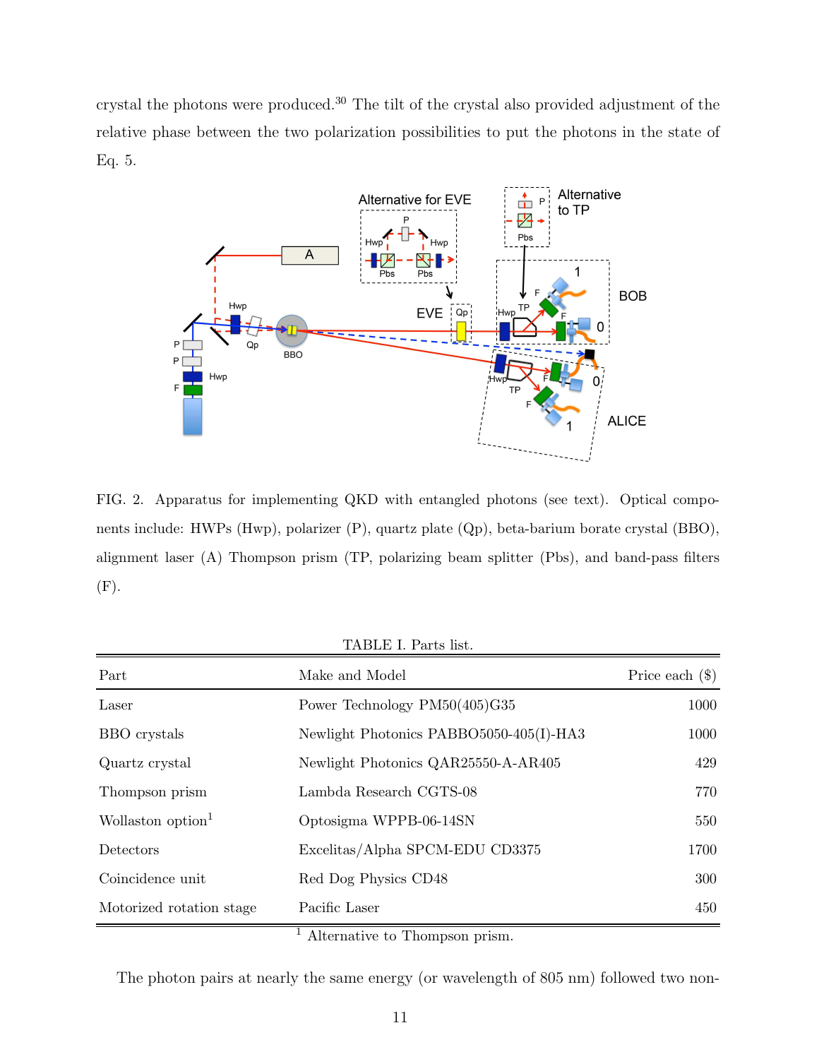crystal the photons were produced.[30] The tilt of the crystal also provided adjustment of the relative phase between the two polarization possibilities to put the photons in the state of Eq. 5.

FIG. 2. Apparatus for implementing QKD with entangled photons (see text). Optical components include: HWPs (Hwp), polarizer (P), quartz plate (Qp), beta-barium borate crystal (BBO), alignment laser (A) Thompson prism (TP, polarizing beam splitter (Pbs), and band-pass filters (F).

TABLE I. Parts list.

| Part | Make and Model | Price each ($) |
|---|---|---|
| Laser | Power Technology PM50(405)G35 | 1000 |
| BBO crystals | Newlight Photonics PABBO5050-405(I)-HA3 | 1000 |
| Quartz crystal | Newlight Photonics QAR25550-A-AR405 | 429 |
| Thompson prism | Lambda Research CGTS-08 | 770 |
| Wollaston option[1] | Optosigma WPPB-06-14SN | 550 |
| Detectors | Excelitas/Alpha SPCM-EDU CD3375 | 1700 |
| Coincidence unit | Red Dog Physics CD48 | 300 |
| Motorized rotation stage | Pacific Laser | 450 |

[1] Alternative to Thompson prism.

The photon pairs at nearly the same energy (or wavelength of 805 nm) followed two non-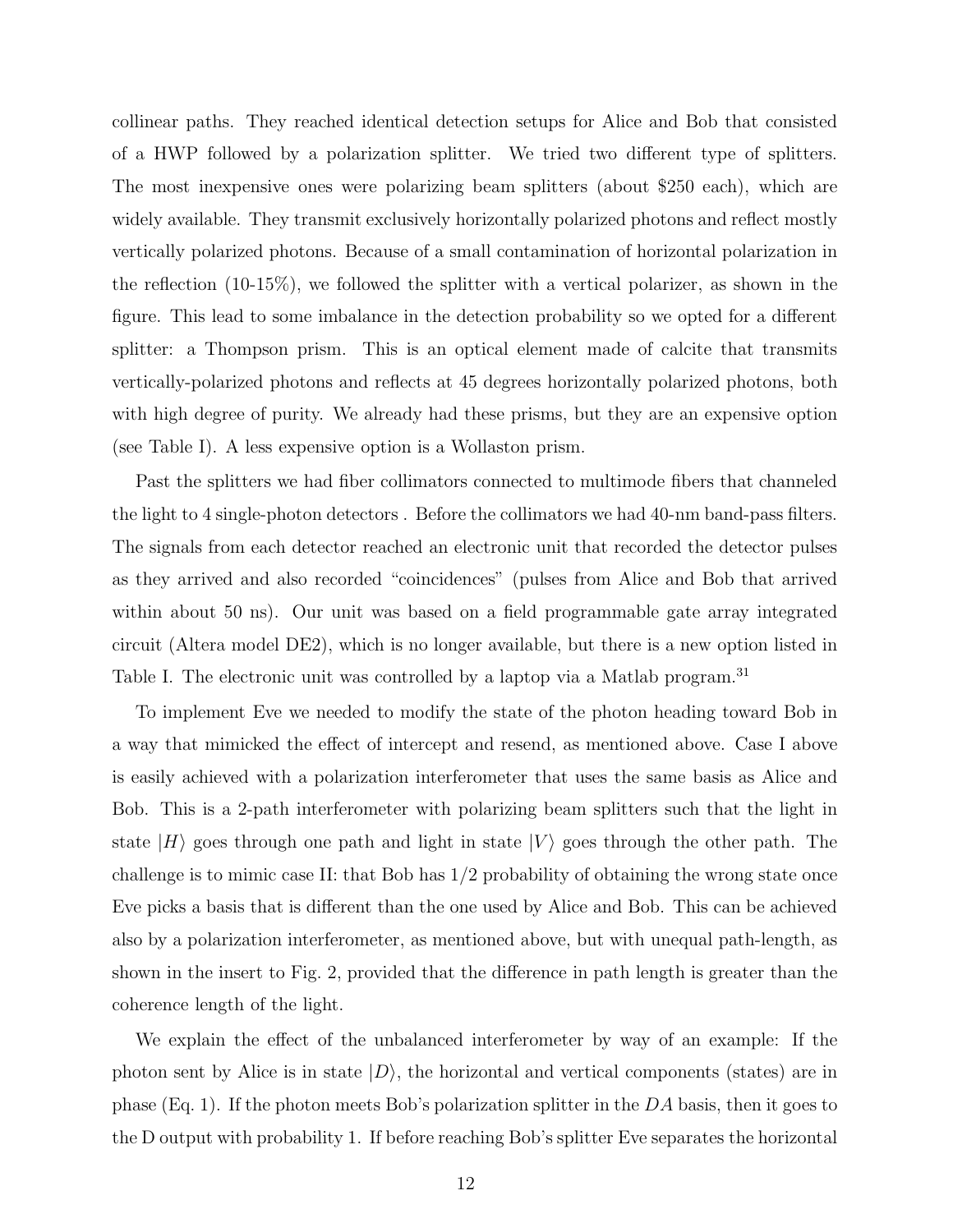collinear paths. They reached identical detection setups for Alice and Bob that consisted of a HWP followed by a polarization splitter. We tried two different type of splitters. The most inexpensive ones were polarizing beam splitters (about $250 each), which are widely available. They transmit exclusively horizontally polarized photons and reflect mostly vertically polarized photons. Because of a small contamination of horizontal polarization in the reflection (10-15%), we followed the splitter with a vertical polarizer, as shown in the figure. This lead to some imbalance in the detection probability so we opted for a different splitter: a Thompson prism. This is an optical element made of calcite that transmits vertically-polarized photons and reflects at 45 degrees horizontally polarized photons, both with high degree of purity. We already had these prisms, but they are an expensive option (see Table I). A less expensive option is a Wollaston prism.

Past the splitters we had fiber collimators connected to multimode fibers that channeled the light to 4 single-photon detectors . Before the collimators we had 40-nm band-pass filters. The signals from each detector reached an electronic unit that recorded the detector pulses as they arrived and also recorded "coincidences" (pulses from Alice and Bob that arrived within about 50 ns). Our unit was based on a field programmable gate array integrated circuit (Altera model DE2), which is no longer available, but there is a new option listed in Table I. The electronic unit was controlled by a laptop via a Matlab program.[31]

To implement Eve we needed to modify the state of the photon heading toward Bob in a way that mimicked the effect of intercept and resend, as mentioned above. Case I above is easily achieved with a polarization interferometer that uses the same basis as Alice and Bob. This is a 2-path interferometer with polarizing beam splitters such that the light in state $|H\rangle$ goes through one path and light in state $|V\rangle$ goes through the other path. The challenge is to mimic case II: that Bob has 1/2 probability of obtaining the wrong state once Eve picks a basis that is different than the one used by Alice and Bob. This can be achieved also by a polarization interferometer, as mentioned above, but with unequal path-length, as shown in the insert to Fig. 2, provided that the difference in path length is greater than the coherence length of the light.

We explain the effect of the unbalanced interferometer by way of an example: If the photon sent by Alice is in state $|D\rangle$, the horizontal and vertical components (states) are in phase (Eq. 1). If the photon meets Bob's polarization splitter in the $DA$ basis, then it goes to the D output with probability 1. If before reaching Bob's splitter Eve separates the horizontal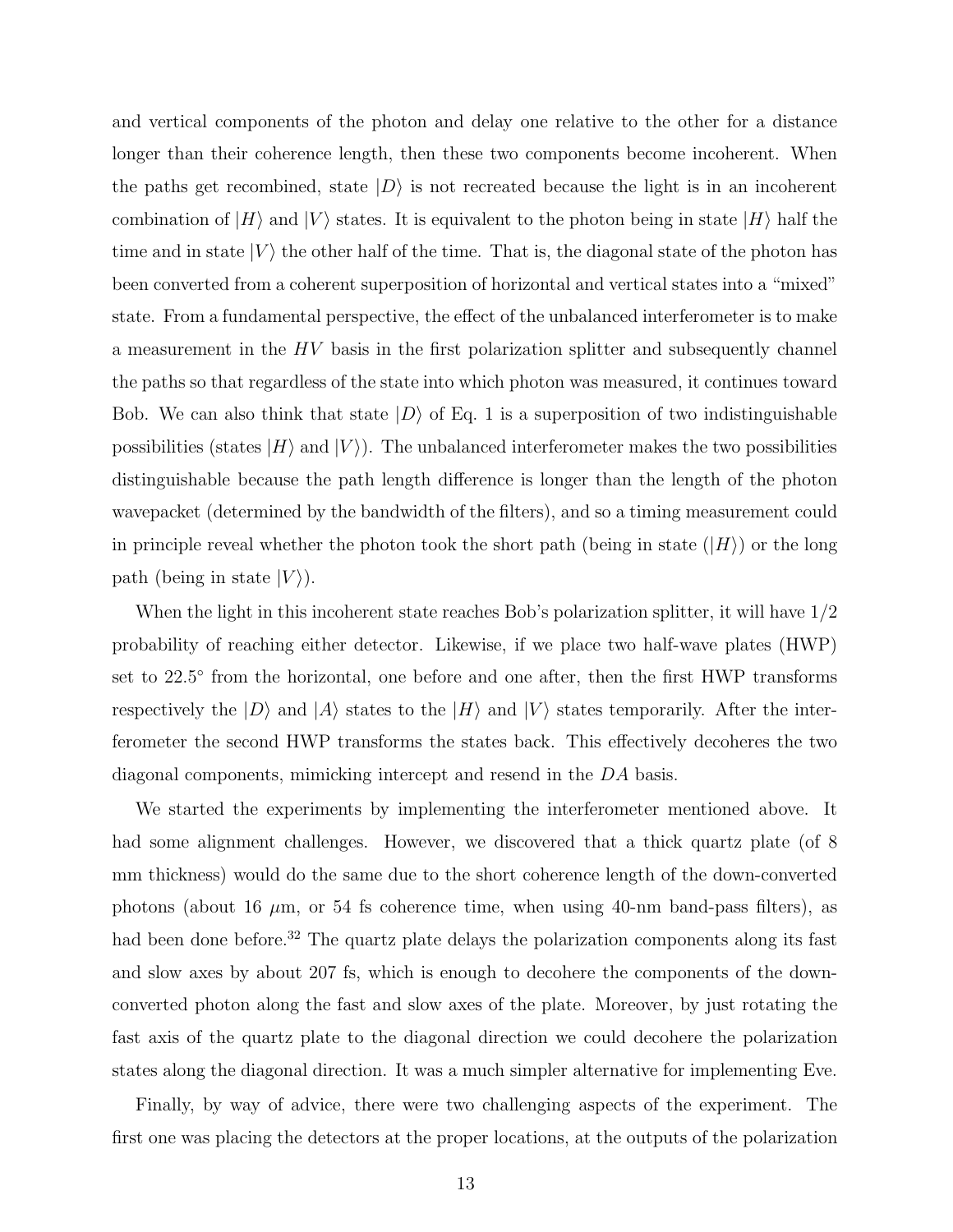and vertical components of the photon and delay one relative to the other for a distance longer than their coherence length, then these two components become incoherent. When the paths get recombined, state $|D\rangle$ is not recreated because the light is in an incoherent combination of $|H\rangle$ and $|V\rangle$ states. It is equivalent to the photon being in state $|H\rangle$ half the time and in state $|V\rangle$ the other half of the time. That is, the diagonal state of the photon has been converted from a coherent superposition of horizontal and vertical states into a "mixed" state. From a fundamental perspective, the effect of the unbalanced interferometer is to make a measurement in the $HV$ basis in the first polarization splitter and subsequently channel the paths so that regardless of the state into which photon was measured, it continues toward Bob. We can also think that state $|D\rangle$ of Eq. 1 is a superposition of two indistinguishable possibilities (states $|H\rangle$ and $|V\rangle$). The unbalanced interferometer makes the two possibilities distinguishable because the path length difference is longer than the length of the photon wavepacket (determined by the bandwidth of the filters), and so a timing measurement could in principle reveal whether the photon took the short path (being in state ($|H\rangle$) or the long path (being in state $|V\rangle$).

When the light in this incoherent state reaches Bob's polarization splitter, it will have $1/2$ probability of reaching either detector. Likewise, if we place two half-wave plates (HWP) set to $22.5^\circ$ from the horizontal, one before and one after, then the first HWP transforms respectively the $|D\rangle$ and $|A\rangle$ states to the $|H\rangle$ and $|V\rangle$ states temporarily. After the interferometer the second HWP transforms the states back. This effectively decoheres the two diagonal components, mimicking intercept and resend in the $DA$ basis.

We started the experiments by implementing the interferometer mentioned above. It had some alignment challenges. However, we discovered that a thick quartz plate (of 8 mm thickness) would do the same due to the short coherence length of the down-converted photons (about 16 $\mu$m, or 54 fs coherence time, when using 40-nm band-pass filters), as had been done before.[32] The quartz plate delays the polarization components along its fast and slow axes by about 207 fs, which is enough to decohere the components of the down-converted photon along the fast and slow axes of the plate. Moreover, by just rotating the fast axis of the quartz plate to the diagonal direction we could decohere the polarization states along the diagonal direction. It was a much simpler alternative for implementing Eve.

Finally, by way of advice, there were two challenging aspects of the experiment. The first one was placing the detectors at the proper locations, at the outputs of the polarization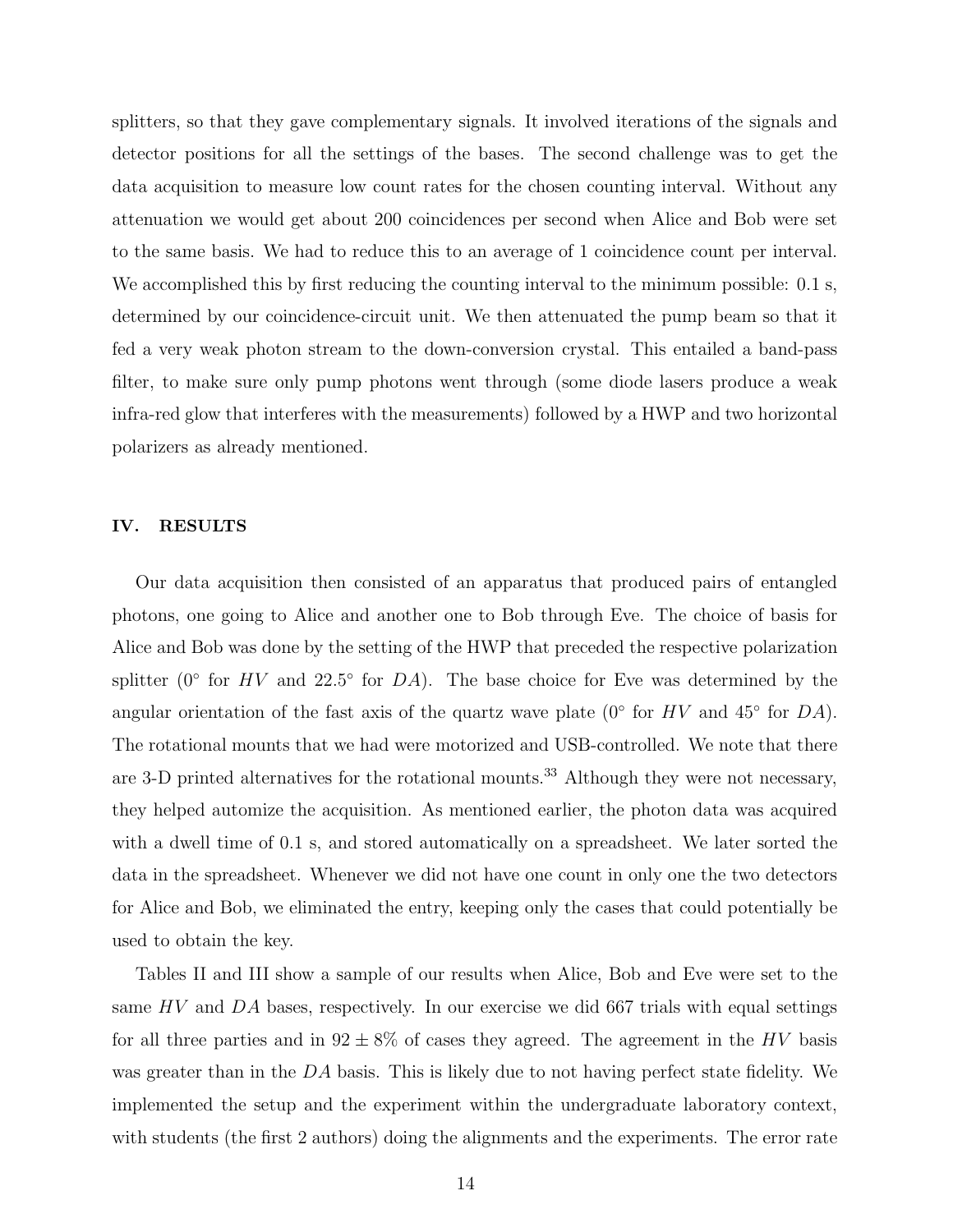splitters, so that they gave complementary signals. It involved iterations of the signals and detector positions for all the settings of the bases. The second challenge was to get the data acquisition to measure low count rates for the chosen counting interval. Without any attenuation we would get about 200 coincidences per second when Alice and Bob were set to the same basis. We had to reduce this to an average of 1 coincidence count per interval. We accomplished this by first reducing the counting interval to the minimum possible: 0.1 s, determined by our coincidence-circuit unit. We then attenuated the pump beam so that it fed a very weak photon stream to the down-conversion crystal. This entailed a band-pass filter, to make sure only pump photons went through (some diode lasers produce a weak infra-red glow that interferes with the measurements) followed by a HWP and two horizontal polarizers as already mentioned.

## IV. RESULTS

Our data acquisition then consisted of an apparatus that produced pairs of entangled photons, one going to Alice and another one to Bob through Eve. The choice of basis for Alice and Bob was done by the setting of the HWP that preceded the respective polarization splitter ($0°$ for $HV$ and $22.5°$ for $DA$). The base choice for Eve was determined by the angular orientation of the fast axis of the quartz wave plate ($0°$ for $HV$ and $45°$ for $DA$). The rotational mounts that we had were motorized and USB-controlled. We note that there are 3-D printed alternatives for the rotational mounts.[33] Although they were not necessary, they helped automize the acquisition. As mentioned earlier, the photon data was acquired with a dwell time of 0.1 s, and stored automatically on a spreadsheet. We later sorted the data in the spreadsheet. Whenever we did not have one count in only one the two detectors for Alice and Bob, we eliminated the entry, keeping only the cases that could potentially be used to obtain the key.

Tables II and III show a sample of our results when Alice, Bob and Eve were set to the same $HV$ and $DA$ bases, respectively. In our exercise we did 667 trials with equal settings for all three parties and in $92 \pm 8\%$ of cases they agreed. The agreement in the $HV$ basis was greater than in the $DA$ basis. This is likely due to not having perfect state fidelity. We implemented the setup and the experiment within the undergraduate laboratory context, with students (the first 2 authors) doing the alignments and the experiments. The error rate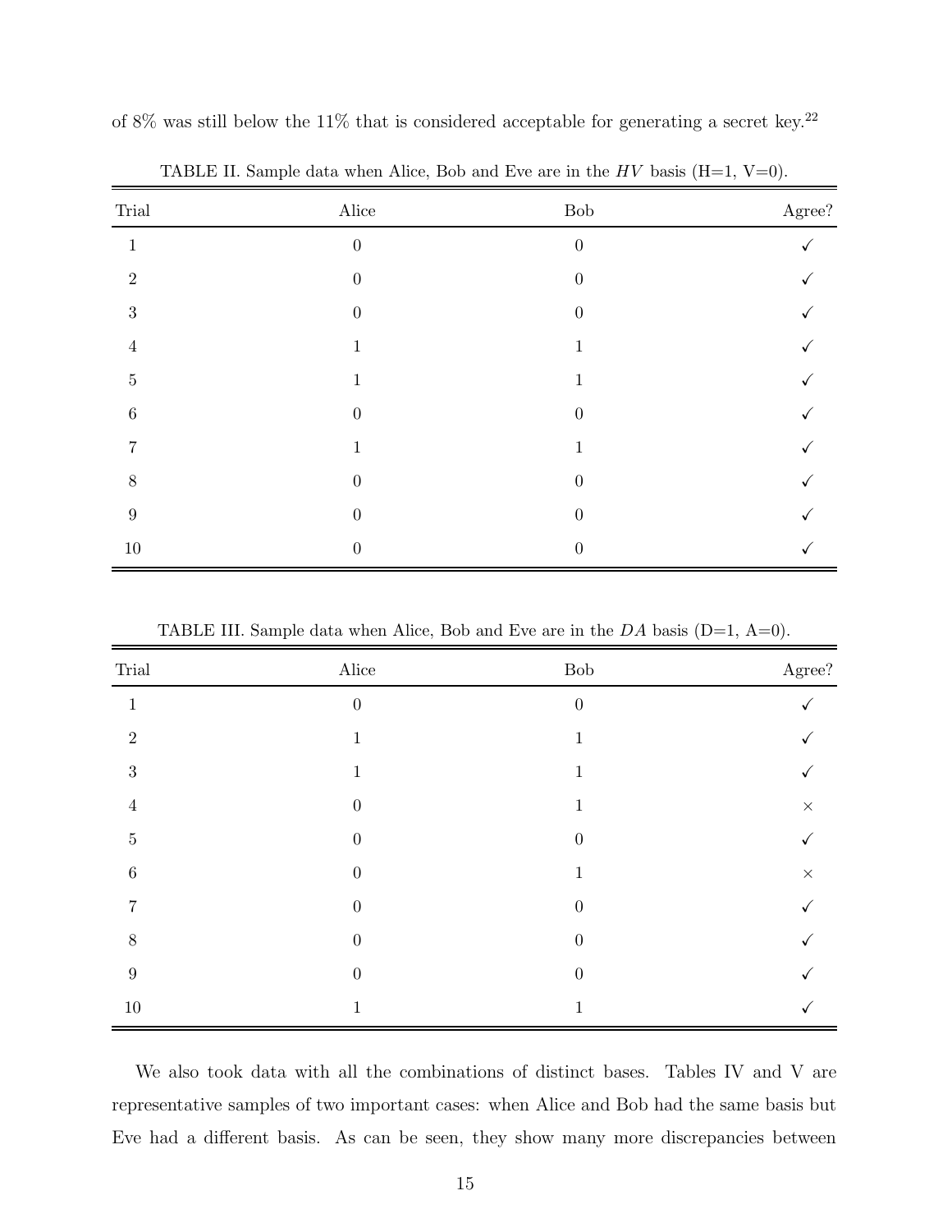of 8% was still below the 11% that is considered acceptable for generating a secret key.[22]

TABLE II. Sample data when Alice, Bob and Eve are in the $HV$ basis (H=1, V=0).

| Trial | Alice | Bob | Agree? |
|---|---|---|---|
| 1 | 0 | 0 | ✓ |
| 2 | 0 | 0 | ✓ |
| 3 | 0 | 0 | ✓ |
| 4 | 1 | 1 | ✓ |
| 5 | 1 | 1 | ✓ |
| 6 | 0 | 0 | ✓ |
| 7 | 1 | 1 | ✓ |
| 8 | 0 | 0 | ✓ |
| 9 | 0 | 0 | ✓ |
| 10 | 0 | 0 | ✓ |

TABLE III. Sample data when Alice, Bob and Eve are in the $DA$ basis (D=1, A=0).

| Trial | Alice | Bob | Agree? |
|---|---|---|---|
| 1 | 0 | 0 | ✓ |
| 2 | 1 | 1 | ✓ |
| 3 | 1 | 1 | ✓ |
| 4 | 0 | 1 | × |
| 5 | 0 | 0 | ✓ |
| 6 | 0 | 1 | × |
| 7 | 0 | 0 | ✓ |
| 8 | 0 | 0 | ✓ |
| 9 | 0 | 0 | ✓ |
| 10 | 1 | 1 | ✓ |

We also took data with all the combinations of distinct bases. Tables IV and V are representative samples of two important cases: when Alice and Bob had the same basis but Eve had a different basis. As can be seen, they show many more discrepancies between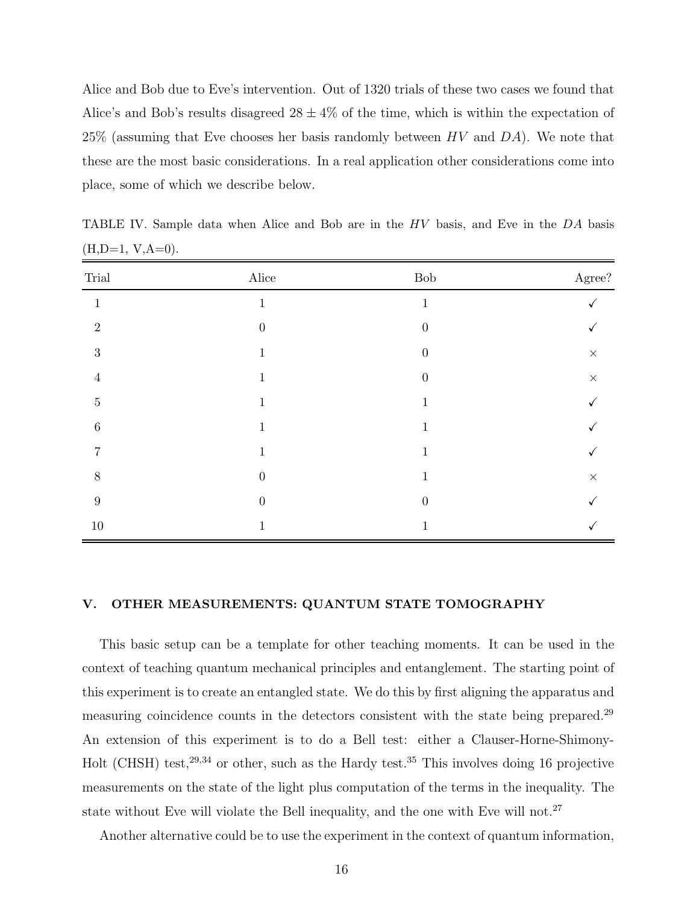Alice and Bob due to Eve's intervention. Out of 1320 trials of these two cases we found that Alice's and Bob's results disagreed $28 \pm 4\%$ of the time, which is within the expectation of 25% (assuming that Eve chooses her basis randomly between $HV$ and $DA$). We note that these are the most basic considerations. In a real application other considerations come into place, some of which we describe below.

TABLE IV. Sample data when Alice and Bob are in the $HV$ basis, and Eve in the $DA$ basis (H,D=1, V,A=0).

| Trial | Alice | Bob | Agree? |
|---|---|---|---|
| 1 | 1 | 1 | ✓ |
| 2 | 0 | 0 | ✓ |
| 3 | 1 | 0 | × |
| 4 | 1 | 0 | × |
| 5 | 1 | 1 | ✓ |
| 6 | 1 | 1 | ✓ |
| 7 | 1 | 1 | ✓ |
| 8 | 0 | 1 | × |
| 9 | 0 | 0 | ✓ |
| 10 | 1 | 1 | ✓ |

## V. OTHER MEASUREMENTS: QUANTUM STATE TOMOGRAPHY

This basic setup can be a template for other teaching moments. It can be used in the context of teaching quantum mechanical principles and entanglement. The starting point of this experiment is to create an entangled state. We do this by first aligning the apparatus and measuring coincidence counts in the detectors consistent with the state being prepared.[29] An extension of this experiment is to do a Bell test: either a Clauser-Horne-Shimony-Holt (CHSH) test,[29,34] or other, such as the Hardy test.[35] This involves doing 16 projective measurements on the state of the light plus computation of the terms in the inequality. The state without Eve will violate the Bell inequality, and the one with Eve will not.[27]

Another alternative could be to use the experiment in the context of quantum information,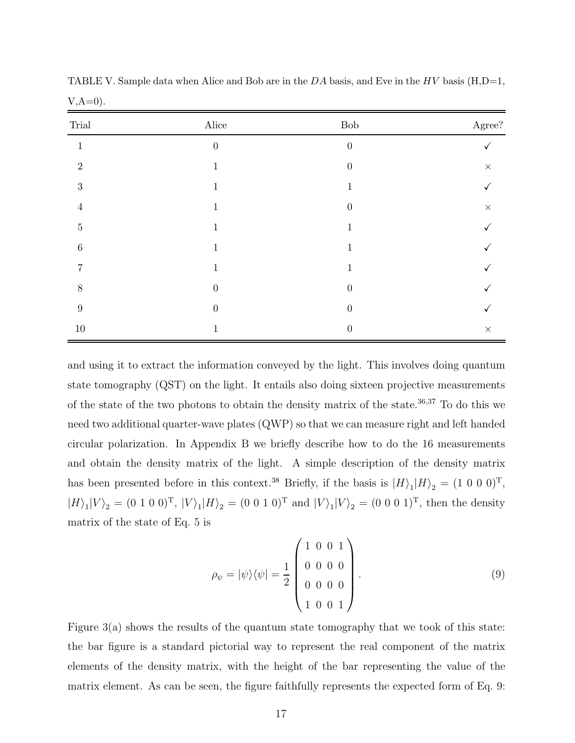TABLE V. Sample data when Alice and Bob are in the $DA$ basis, and Eve in the $HV$ basis (H,D=1, V,A=0).

| Trial | Alice | Bob | Agree? |
|---|---|---|---|
| 1 | 0 | 0 | ✓ |
| 2 | 1 | 0 | × |
| 3 | 1 | 1 | ✓ |
| 4 | 1 | 0 | × |
| 5 | 1 | 1 | ✓ |
| 6 | 1 | 1 | ✓ |
| 7 | 1 | 1 | ✓ |
| 8 | 0 | 0 | ✓ |
| 9 | 0 | 0 | ✓ |
| 10 | 1 | 0 | × |

and using it to extract the information conveyed by the light. This involves doing quantum state tomography (QST) on the light. It entails also doing sixteen projective measurements of the state of the two photons to obtain the density matrix of the state.[36,37] To do this we need two additional quarter-wave plates (QWP) so that we can measure right and left handed circular polarization. In Appendix B we briefly describe how to do the 16 measurements and obtain the density matrix of the light. A simple description of the density matrix has been presented before in this context.[38] Briefly, if the basis is $|H\rangle_1|H\rangle_2 = (1\ 0\ 0\ 0)^{\mathrm{T}}$, $|H\rangle_1|V\rangle_2 = (0\ 1\ 0\ 0)^{\mathrm{T}}$, $|V\rangle_1|H\rangle_2 = (0\ 0\ 1\ 0)^{\mathrm{T}}$ and $|V\rangle_1|V\rangle_2 = (0\ 0\ 0\ 1)^{\mathrm{T}}$, then the density matrix of the state of Eq. 5 is

$$\rho_\psi = |\psi\rangle\langle\psi| = \frac{1}{2}\begin{pmatrix} 1 & 0 & 0 & 1 \\ 0 & 0 & 0 & 0 \\ 0 & 0 & 0 & 0 \\ 1 & 0 & 0 & 1 \end{pmatrix}. \tag{9}$$

Figure 3(a) shows the results of the quantum state tomography that we took of this state: the bar figure is a standard pictorial way to represent the real component of the matrix elements of the density matrix, with the height of the bar representing the value of the matrix element. As can be seen, the figure faithfully represents the expected form of Eq. 9: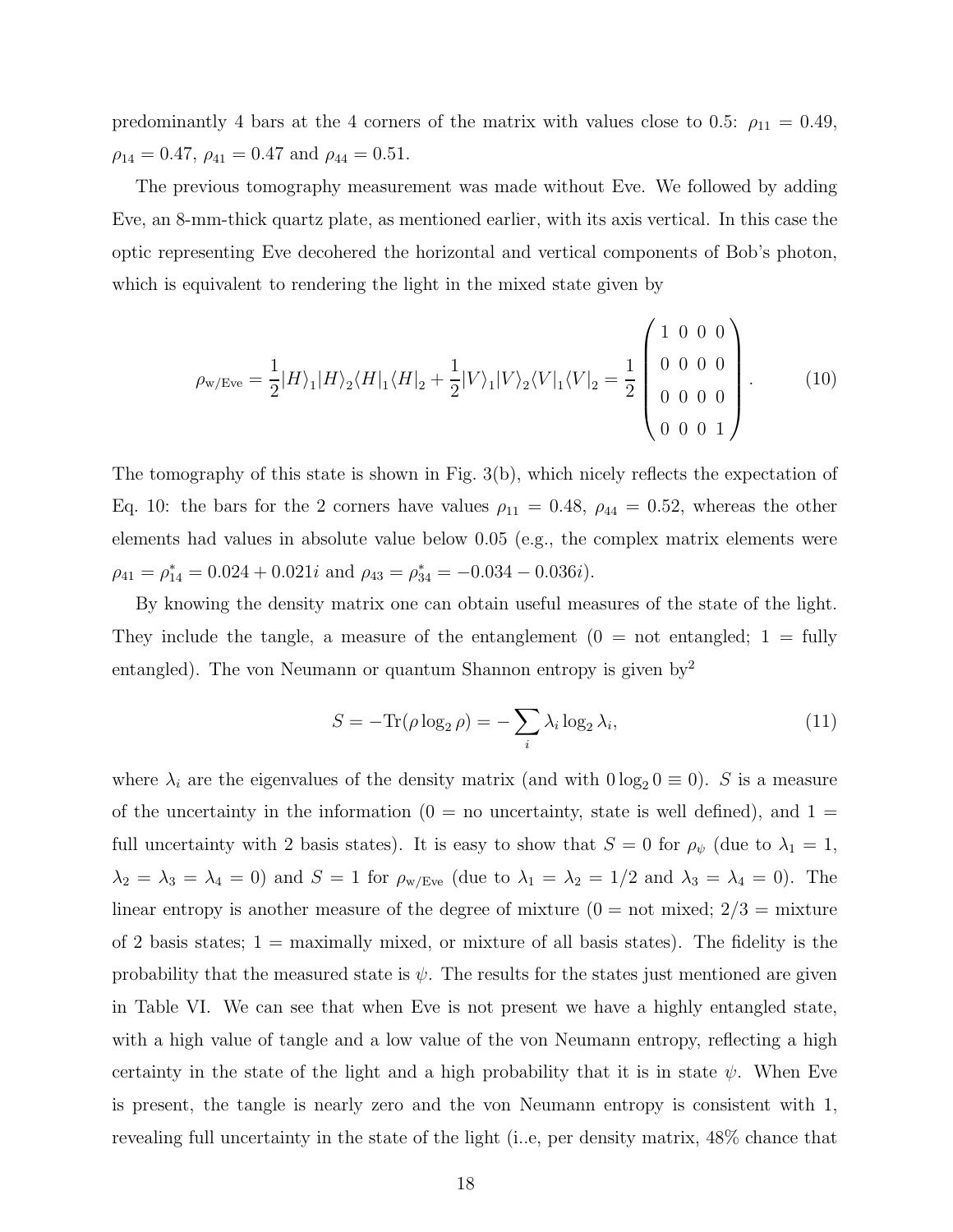predominantly 4 bars at the 4 corners of the matrix with values close to 0.5: $\rho_{11} = 0.49$, $\rho_{14} = 0.47$, $\rho_{41} = 0.47$ and $\rho_{44} = 0.51$.

The previous tomography measurement was made without Eve. We followed by adding Eve, an 8-mm-thick quartz plate, as mentioned earlier, with its axis vertical. In this case the optic representing Eve decohered the horizontal and vertical components of Bob's photon, which is equivalent to rendering the light in the mixed state given by

$$\rho_{\text{w/Eve}} = \frac{1}{2}|H\rangle_1|H\rangle_2\langle H|_1\langle H|_2 + \frac{1}{2}|V\rangle_1|V\rangle_2\langle V|_1\langle V|_2 = \frac{1}{2}\begin{pmatrix} 1 & 0 & 0 & 0 \\ 0 & 0 & 0 & 0 \\ 0 & 0 & 0 & 0 \\ 0 & 0 & 0 & 1 \end{pmatrix}. \tag{10}$$

The tomography of this state is shown in Fig. 3(b), which nicely reflects the expectation of Eq. 10: the bars for the 2 corners have values $\rho_{11} = 0.48$, $\rho_{44} = 0.52$, whereas the other elements had values in absolute value below 0.05 (e.g., the complex matrix elements were $\rho_{41} = \rho_{14}^* = 0.024 + 0.021i$ and $\rho_{43} = \rho_{34}^* = -0.034 - 0.036i$).

By knowing the density matrix one can obtain useful measures of the state of the light. They include the tangle, a measure of the entanglement (0 = not entangled; 1 = fully entangled). The von Neumann or quantum Shannon entropy is given by[2]

$$S = -\text{Tr}(\rho \log_2 \rho) = -\sum_i \lambda_i \log_2 \lambda_i, \tag{11}$$

where $\lambda_i$ are the eigenvalues of the density matrix (and with $0 \log_2 0 \equiv 0$). $S$ is a measure of the uncertainty in the information (0 = no uncertainty, state is well defined), and 1 = full uncertainty with 2 basis states). It is easy to show that $S = 0$ for $\rho_\psi$ (due to $\lambda_1 = 1$, $\lambda_2 = \lambda_3 = \lambda_4 = 0$) and $S = 1$ for $\rho_{\text{w/Eve}}$ (due to $\lambda_1 = \lambda_2 = 1/2$ and $\lambda_3 = \lambda_4 = 0$). The linear entropy is another measure of the degree of mixture (0 = not mixed; 2/3 = mixture of 2 basis states; 1 = maximally mixed, or mixture of all basis states). The fidelity is the probability that the measured state is $\psi$. The results for the states just mentioned are given in Table VI. We can see that when Eve is not present we have a highly entangled state, with a high value of tangle and a low value of the von Neumann entropy, reflecting a high certainty in the state of the light and a high probability that it is in state $\psi$. When Eve is present, the tangle is nearly zero and the von Neumann entropy is consistent with 1, revealing full uncertainty in the state of the light (i..e, per density matrix, 48% chance that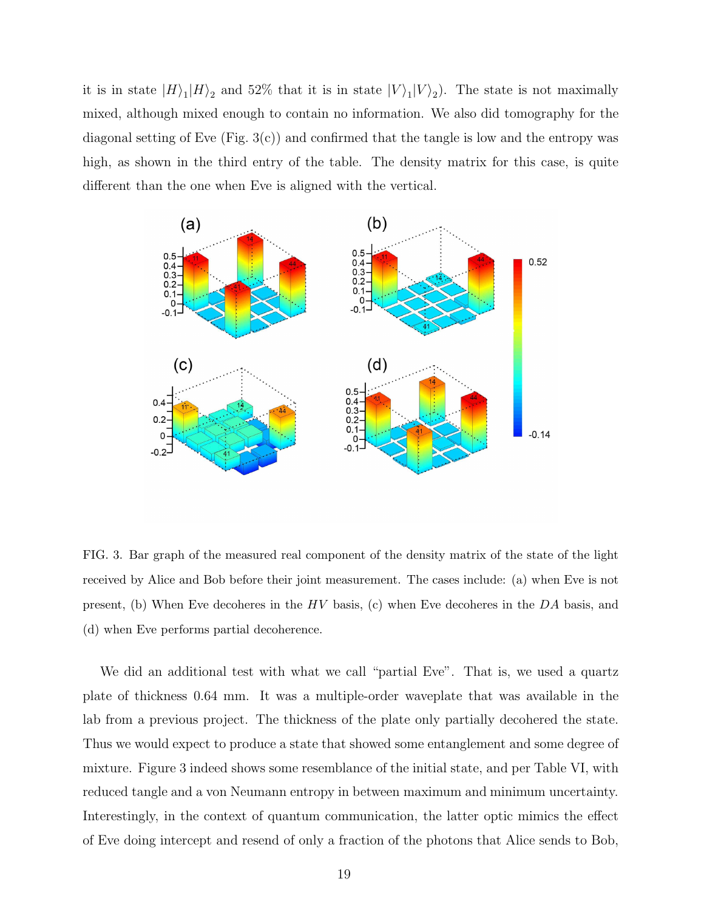it is in state $|H\rangle_1|H\rangle_2$ and 52% that it is in state $|V\rangle_1|V\rangle_2$). The state is not maximally mixed, although mixed enough to contain no information. We also did tomography for the diagonal setting of Eve (Fig. 3(c)) and confirmed that the tangle is low and the entropy was high, as shown in the third entry of the table. The density matrix for this case, is quite different than the one when Eve is aligned with the vertical.

FIG. 3. Bar graph of the measured real component of the density matrix of the state of the light received by Alice and Bob before their joint measurement. The cases include: (a) when Eve is not present, (b) When Eve decoheres in the $HV$ basis, (c) when Eve decoheres in the $DA$ basis, and (d) when Eve performs partial decoherence.

We did an additional test with what we call "partial Eve". That is, we used a quartz plate of thickness 0.64 mm. It was a multiple-order waveplate that was available in the lab from a previous project. The thickness of the plate only partially decohered the state. Thus we would expect to produce a state that showed some entanglement and some degree of mixture. Figure 3 indeed shows some resemblance of the initial state, and per Table VI, with reduced tangle and a von Neumann entropy in between maximum and minimum uncertainty. Interestingly, in the context of quantum communication, the latter optic mimics the effect of Eve doing intercept and resend of only a fraction of the photons that Alice sends to Bob,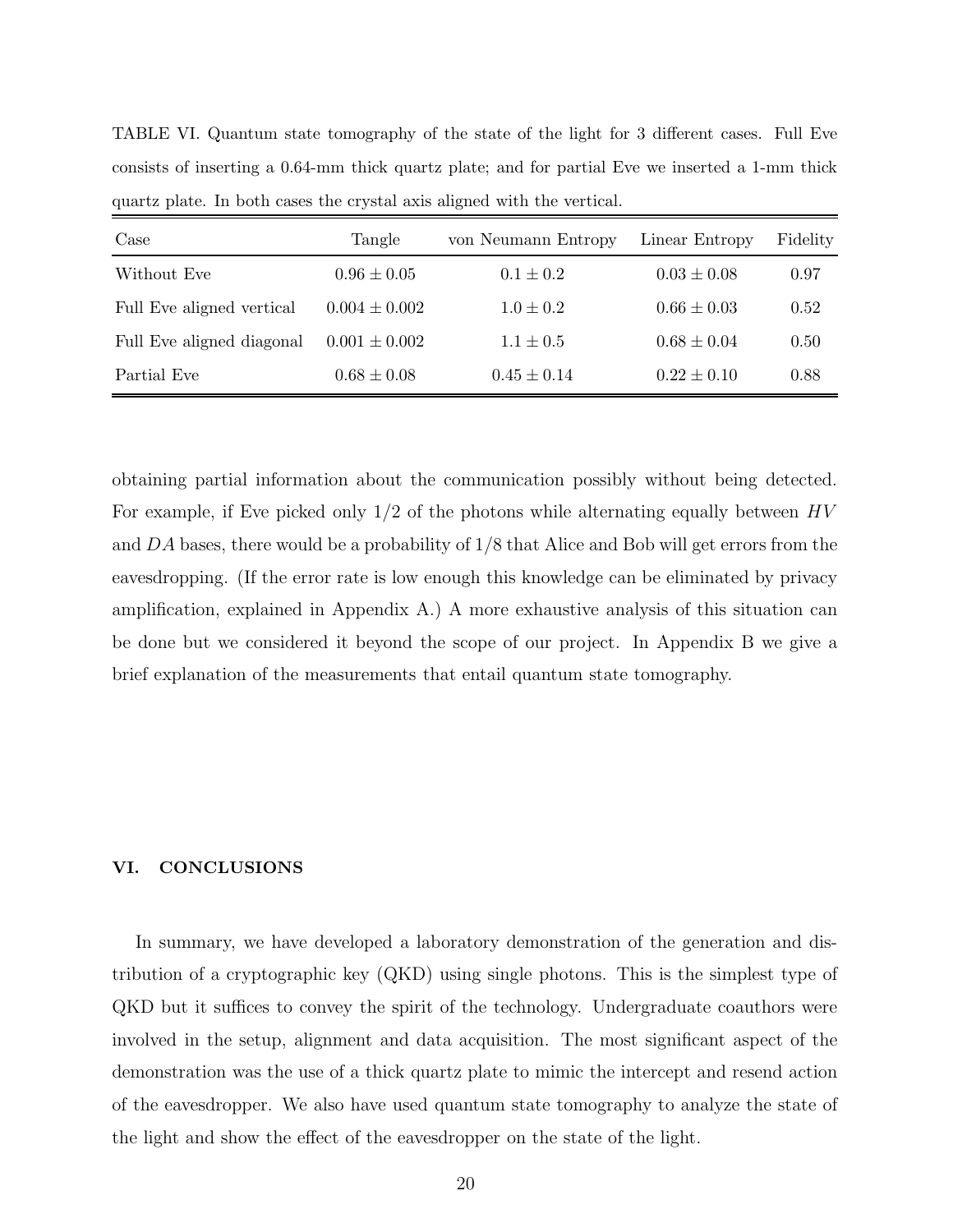TABLE VI. Quantum state tomography of the state of the light for 3 different cases. Full Eve consists of inserting a 0.64-mm thick quartz plate; and for partial Eve we inserted a 1-mm thick quartz plate. In both cases the crystal axis aligned with the vertical.

| Case | Tangle | von Neumann Entropy | Linear Entropy | Fidelity |
|---|---|---|---|---|
| Without Eve | $0.96 \pm 0.05$ | $0.1 \pm 0.2$ | $0.03 \pm 0.08$ | 0.97 |
| Full Eve aligned vertical | $0.004 \pm 0.002$ | $1.0 \pm 0.2$ | $0.66 \pm 0.03$ | 0.52 |
| Full Eve aligned diagonal | $0.001 \pm 0.002$ | $1.1 \pm 0.5$ | $0.68 \pm 0.04$ | 0.50 |
| Partial Eve | $0.68 \pm 0.08$ | $0.45 \pm 0.14$ | $0.22 \pm 0.10$ | 0.88 |

obtaining partial information about the communication possibly without being detected. For example, if Eve picked only 1/2 of the photons while alternating equally between $HV$ and $DA$ bases, there would be a probability of 1/8 that Alice and Bob will get errors from the eavesdropping. (If the error rate is low enough this knowledge can be eliminated by privacy amplification, explained in Appendix A.) A more exhaustive analysis of this situation can be done but we considered it beyond the scope of our project. In Appendix B we give a brief explanation of the measurements that entail quantum state tomography.

## VI. CONCLUSIONS

In summary, we have developed a laboratory demonstration of the generation and distribution of a cryptographic key (QKD) using single photons. This is the simplest type of QKD but it suffices to convey the spirit of the technology. Undergraduate coauthors were involved in the setup, alignment and data acquisition. The most significant aspect of the demonstration was the use of a thick quartz plate to mimic the intercept and resend action of the eavesdropper. We also have used quantum state tomography to analyze the state of the light and show the effect of the eavesdropper on the state of the light.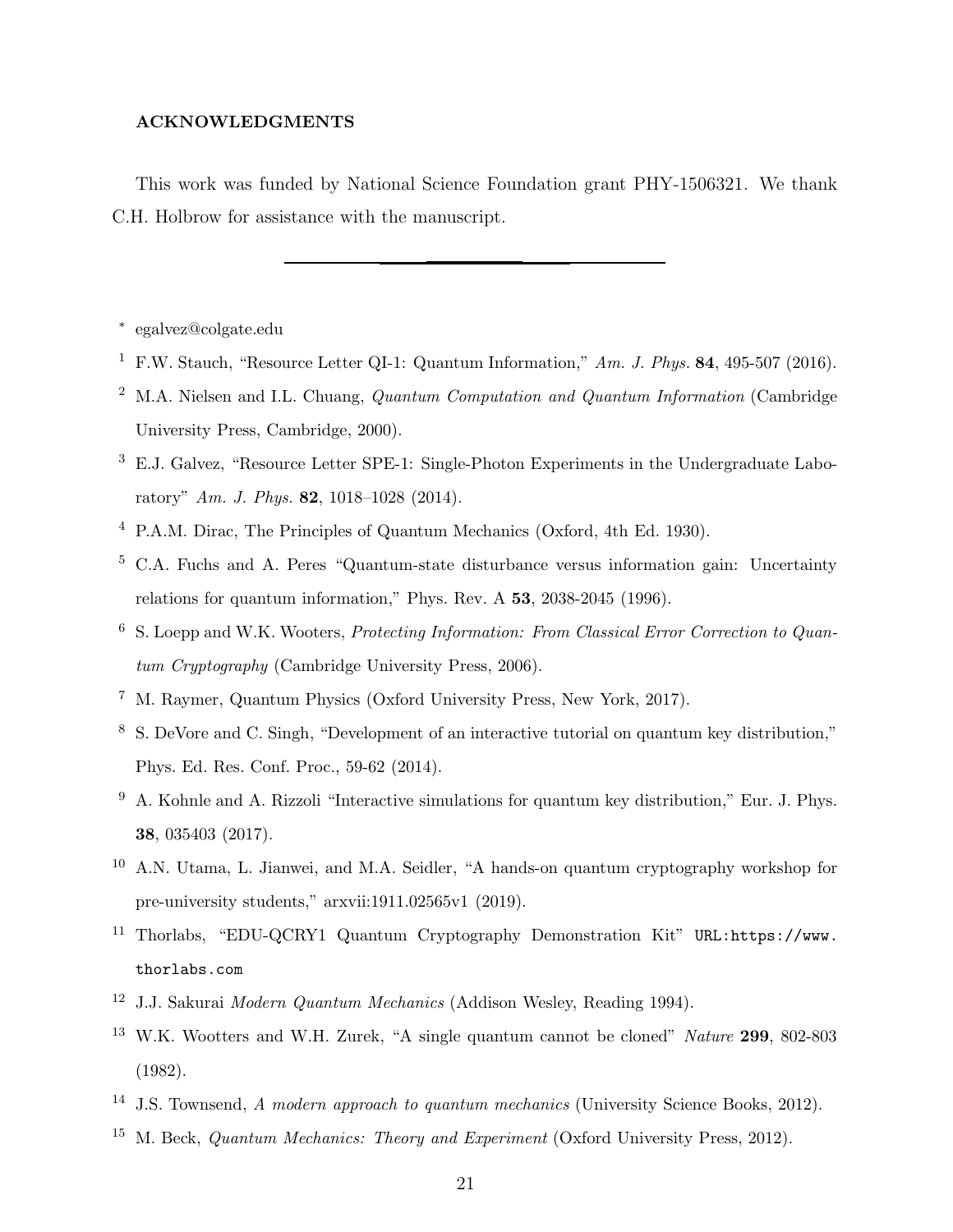### ACKNOWLEDGMENTS

This work was funded by National Science Foundation grant PHY-1506321. We thank C.H. Holbrow for assistance with the manuscript.

---

[*] egalvez@colgate.edu

[1] F.W. Stauch, "Resource Letter QI-1: Quantum Information," *Am. J. Phys.* **84**, 495-507 (2016).

[2] M.A. Nielsen and I.L. Chuang, *Quantum Computation and Quantum Information* (Cambridge University Press, Cambridge, 2000).

[3] E.J. Galvez, "Resource Letter SPE-1: Single-Photon Experiments in the Undergraduate Laboratory" *Am. J. Phys.* **82**, 1018–1028 (2014).

[4] P.A.M. Dirac, The Principles of Quantum Mechanics (Oxford, 4th Ed. 1930).

[5] C.A. Fuchs and A. Peres "Quantum-state disturbance versus information gain: Uncertainty relations for quantum information," Phys. Rev. A **53**, 2038-2045 (1996).

[6] S. Loepp and W.K. Wooters, *Protecting Information: From Classical Error Correction to Quantum Cryptography* (Cambridge University Press, 2006).

[7] M. Raymer, Quantum Physics (Oxford University Press, New York, 2017).

[8] S. DeVore and C. Singh, "Development of an interactive tutorial on quantum key distribution," Phys. Ed. Res. Conf. Proc., 59-62 (2014).

[9] A. Kohnle and A. Rizzoli "Interactive simulations for quantum key distribution," Eur. J. Phys. **38**, 035403 (2017).

[10] A.N. Utama, L. Jianwei, and M.A. Seidler, "A hands-on quantum cryptography workshop for pre-university students," arxvii:1911.02565v1 (2019).

[11] Thorlabs, "EDU-QCRY1 Quantum Cryptography Demonstration Kit" `URL:https://www.thorlabs.com`

[12] J.J. Sakurai *Modern Quantum Mechanics* (Addison Wesley, Reading 1994).

[13] W.K. Wootters and W.H. Zurek, "A single quantum cannot be cloned" *Nature* **299**, 802-803 (1982).

[14] J.S. Townsend, *A modern approach to quantum mechanics* (University Science Books, 2012).

[15] M. Beck, *Quantum Mechanics: Theory and Experiment* (Oxford University Press, 2012).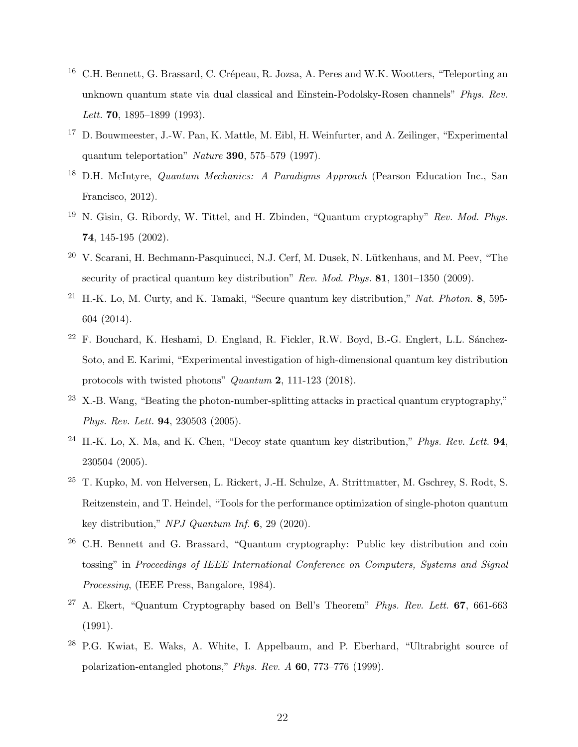[16] C.H. Bennett, G. Brassard, C. Crépeau, R. Jozsa, A. Peres and W.K. Wootters, "Teleporting an unknown quantum state via dual classical and Einstein-Podolsky-Rosen channels" *Phys. Rev. Lett.* **70**, 1895–1899 (1993).

[17] D. Bouwmeester, J.-W. Pan, K. Mattle, M. Eibl, H. Weinfurter, and A. Zeilinger, "Experimental quantum teleportation" *Nature* **390**, 575–579 (1997).

[18] D.H. McIntyre, *Quantum Mechanics: A Paradigms Approach* (Pearson Education Inc., San Francisco, 2012).

[19] N. Gisin, G. Ribordy, W. Tittel, and H. Zbinden, "Quantum cryptography" *Rev. Mod. Phys.* **74**, 145-195 (2002).

[20] V. Scarani, H. Bechmann-Pasquinucci, N.J. Cerf, M. Dusek, N. Lütkenhaus, and M. Peev, "The security of practical quantum key distribution" *Rev. Mod. Phys.* **81**, 1301–1350 (2009).

[21] H.-K. Lo, M. Curty, and K. Tamaki, "Secure quantum key distribution," *Nat. Photon.* **8**, 595-604 (2014).

[22] F. Bouchard, K. Heshami, D. England, R. Fickler, R.W. Boyd, B.-G. Englert, L.L. Sánchez-Soto, and E. Karimi, "Experimental investigation of high-dimensional quantum key distribution protocols with twisted photons" *Quantum* **2**, 111-123 (2018).

[23] X.-B. Wang, "Beating the photon-number-splitting attacks in practical quantum cryptography," *Phys. Rev. Lett.* **94**, 230503 (2005).

[24] H.-K. Lo, X. Ma, and K. Chen, "Decoy state quantum key distribution," *Phys. Rev. Lett.* **94**, 230504 (2005).

[25] T. Kupko, M. von Helversen, L. Rickert, J.-H. Schulze, A. Strittmatter, M. Gschrey, S. Rodt, S. Reitzenstein, and T. Heindel, "Tools for the performance optimization of single-photon quantum key distribution," *NPJ Quantum Inf.* **6**, 29 (2020).

[26] C.H. Bennett and G. Brassard, "Quantum cryptography: Public key distribution and coin tossing" in *Proceedings of IEEE International Conference on Computers, Systems and Signal Processing*, (IEEE Press, Bangalore, 1984).

[27] A. Ekert, "Quantum Cryptography based on Bell's Theorem" *Phys. Rev. Lett.* **67**, 661-663 (1991).

[28] P.G. Kwiat, E. Waks, A. White, I. Appelbaum, and P. Eberhard, "Ultrabright source of polarization-entangled photons," *Phys. Rev. A* **60**, 773–776 (1999).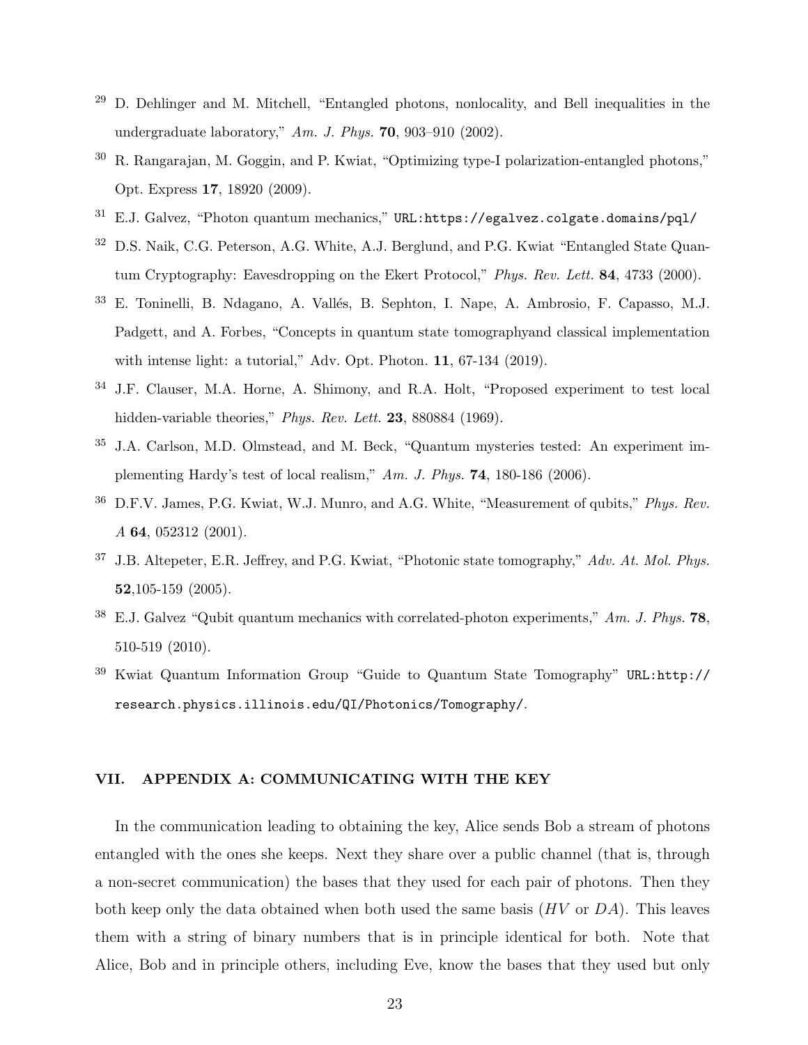[29] D. Dehlinger and M. Mitchell, "Entangled photons, nonlocality, and Bell inequalities in the undergraduate laboratory," *Am. J. Phys.* **70**, 903–910 (2002).

[30] R. Rangarajan, M. Goggin, and P. Kwiat, "Optimizing type-I polarization-entangled photons," Opt. Express **17**, 18920 (2009).

[31] E.J. Galvez, "Photon quantum mechanics," `URL:https://egalvez.colgate.domains/pql/`

[32] D.S. Naik, C.G. Peterson, A.G. White, A.J. Berglund, and P.G. Kwiat "Entangled State Quantum Cryptography: Eavesdropping on the Ekert Protocol," *Phys. Rev. Lett.* **84**, 4733 (2000).

[33] E. Toninelli, B. Ndagano, A. Vallés, B. Sephton, I. Nape, A. Ambrosio, F. Capasso, M.J. Padgett, and A. Forbes, "Concepts in quantum state tomographyand classical implementation with intense light: a tutorial," Adv. Opt. Photon. **11**, 67-134 (2019).

[34] J.F. Clauser, M.A. Horne, A. Shimony, and R.A. Holt, "Proposed experiment to test local hidden-variable theories," *Phys. Rev. Lett.* **23**, 880884 (1969).

[35] J.A. Carlson, M.D. Olmstead, and M. Beck, "Quantum mysteries tested: An experiment implementing Hardy's test of local realism," *Am. J. Phys.* **74**, 180-186 (2006).

[36] D.F.V. James, P.G. Kwiat, W.J. Munro, and A.G. White, "Measurement of qubits," *Phys. Rev. A* **64**, 052312 (2001).

[37] J.B. Altepeter, E.R. Jeffrey, and P.G. Kwiat, "Photonic state tomography," *Adv. At. Mol. Phys.* **52**,105-159 (2005).

[38] E.J. Galvez "Qubit quantum mechanics with correlated-photon experiments," *Am. J. Phys.* **78**, 510-519 (2010).

[39] Kwiat Quantum Information Group "Guide to Quantum State Tomography" `URL:http://research.physics.illinois.edu/QI/Photonics/Tomography/`.

## VII. APPENDIX A: COMMUNICATING WITH THE KEY

In the communication leading to obtaining the key, Alice sends Bob a stream of photons entangled with the ones she keeps. Next they share over a public channel (that is, through a non-secret communication) the bases that they used for each pair of photons. Then they both keep only the data obtained when both used the same basis ($HV$ or $DA$). This leaves them with a string of binary numbers that is in principle identical for both. Note that Alice, Bob and in principle others, including Eve, know the bases that they used but only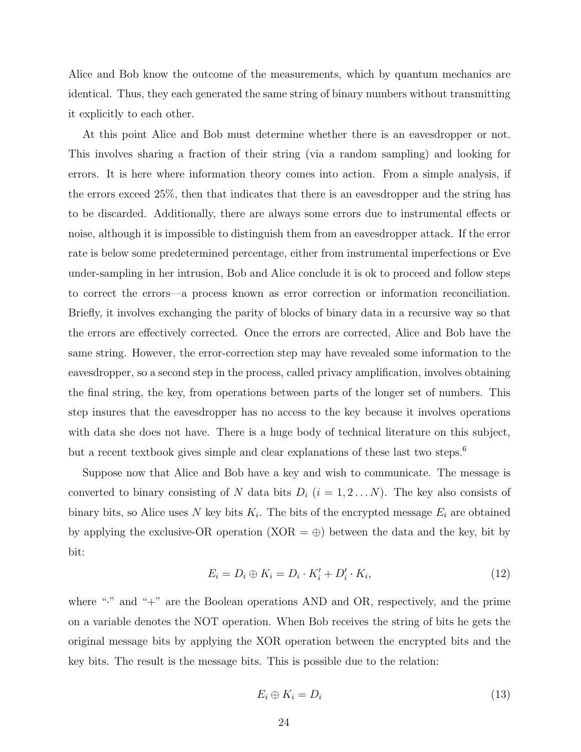Alice and Bob know the outcome of the measurements, which by quantum mechanics are identical. Thus, they each generated the same string of binary numbers without transmitting it explicitly to each other.

At this point Alice and Bob must determine whether there is an eavesdropper or not. This involves sharing a fraction of their string (via a random sampling) and looking for errors. It is here where information theory comes into action. From a simple analysis, if the errors exceed 25%, then that indicates that there is an eavesdropper and the string has to be discarded. Additionally, there are always some errors due to instrumental effects or noise, although it is impossible to distinguish them from an eavesdropper attack. If the error rate is below some predetermined percentage, either from instrumental imperfections or Eve under-sampling in her intrusion, Bob and Alice conclude it is ok to proceed and follow steps to correct the errors—a process known as error correction or information reconciliation. Briefly, it involves exchanging the parity of blocks of binary data in a recursive way so that the errors are effectively corrected. Once the errors are corrected, Alice and Bob have the same string. However, the error-correction step may have revealed some information to the eavesdropper, so a second step in the process, called privacy amplification, involves obtaining the final string, the key, from operations between parts of the longer set of numbers. This step insures that the eavesdropper has no access to the key because it involves operations with data she does not have. There is a huge body of technical literature on this subject, but a recent textbook gives simple and clear explanations of these last two steps.[6]

Suppose now that Alice and Bob have a key and wish to communicate. The message is converted to binary consisting of $N$ data bits $D_i$ ($i = 1, 2 \ldots N$). The key also consists of binary bits, so Alice uses $N$ key bits $K_i$. The bits of the encrypted message $E_i$ are obtained by applying the exclusive-OR operation (XOR = $\oplus$) between the data and the key, bit by bit:

$$E_i = D_i \oplus K_i = D_i \cdot K_i' + D_i' \cdot K_i, \tag{12}$$

where "$\cdot$" and "$+$" are the Boolean operations AND and OR, respectively, and the prime on a variable denotes the NOT operation. When Bob receives the string of bits he gets the original message bits by applying the XOR operation between the encrypted bits and the key bits. The result is the message bits. This is possible due to the relation:

$$E_i \oplus K_i = D_i \tag{13}$$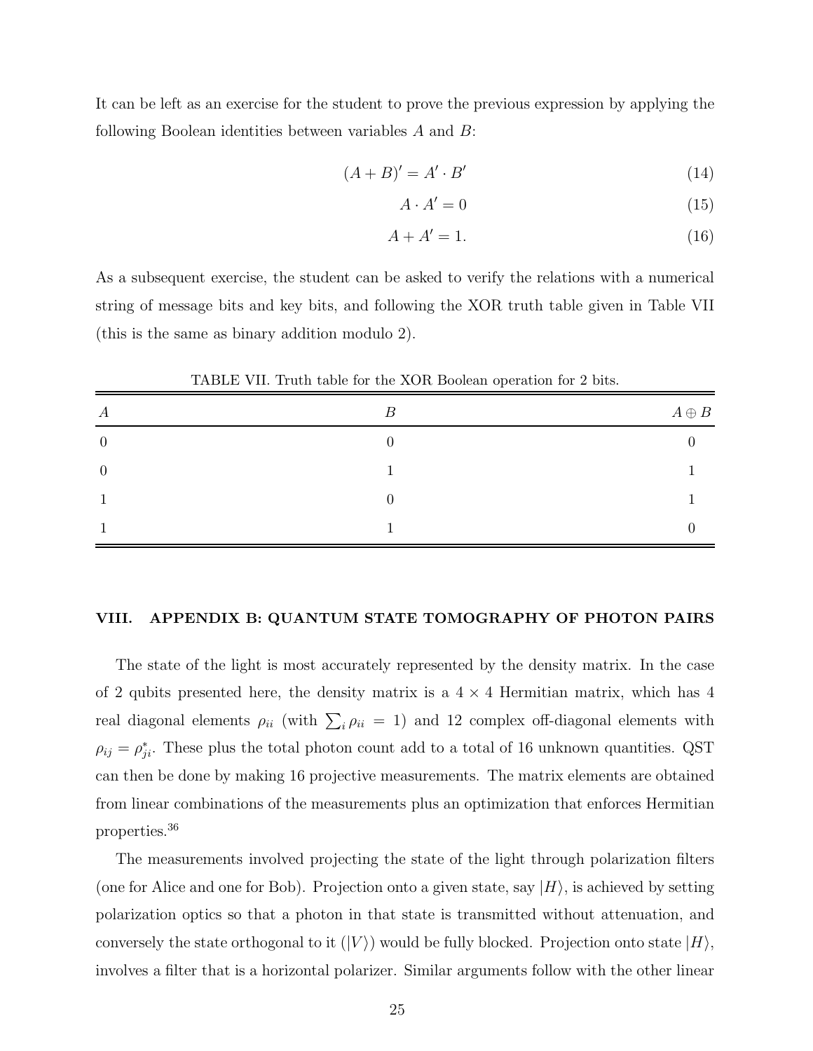It can be left as an exercise for the student to prove the previous expression by applying the following Boolean identities between variables $A$ and $B$:

$$(A + B)' = A' \cdot B' \tag{14}$$

$$A \cdot A' = 0 \tag{15}$$

$$A + A' = 1. \tag{16}$$

As a subsequent exercise, the student can be asked to verify the relations with a numerical string of message bits and key bits, and following the XOR truth table given in Table VII (this is the same as binary addition modulo 2).

TABLE VII. Truth table for the XOR Boolean operation for 2 bits.

| $A$ | $B$ | $A \oplus B$ |
|---|---|---|
| 0 | 0 | 0 |
| 0 | 1 | 1 |
| 1 | 0 | 1 |
| 1 | 1 | 0 |

## VIII. APPENDIX B: QUANTUM STATE TOMOGRAPHY OF PHOTON PAIRS

The state of the light is most accurately represented by the density matrix. In the case of 2 qubits presented here, the density matrix is a $4 \times 4$ Hermitian matrix, which has 4 real diagonal elements $\rho_{ii}$ (with $\sum_i \rho_{ii} = 1$) and 12 complex off-diagonal elements with $\rho_{ij} = \rho^*_{ji}$. These plus the total photon count add to a total of 16 unknown quantities. QST can then be done by making 16 projective measurements. The matrix elements are obtained from linear combinations of the measurements plus an optimization that enforces Hermitian properties.[36]

The measurements involved projecting the state of the light through polarization filters (one for Alice and one for Bob). Projection onto a given state, say $|H\rangle$, is achieved by setting polarization optics so that a photon in that state is transmitted without attenuation, and conversely the state orthogonal to it ($|V\rangle$) would be fully blocked. Projection onto state $|H\rangle$, involves a filter that is a horizontal polarizer. Similar arguments follow with the other linear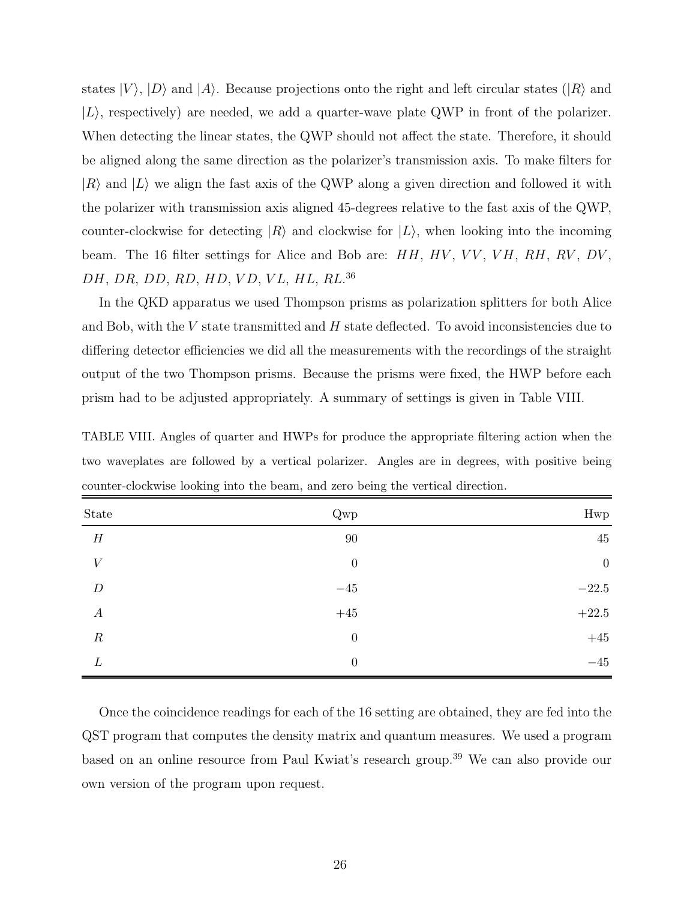states $|V\rangle$, $|D\rangle$ and $|A\rangle$. Because projections onto the right and left circular states ($|R\rangle$ and $|L\rangle$, respectively) are needed, we add a quarter-wave plate QWP in front of the polarizer. When detecting the linear states, the QWP should not affect the state. Therefore, it should be aligned along the same direction as the polarizer's transmission axis. To make filters for $|R\rangle$ and $|L\rangle$ we align the fast axis of the QWP along a given direction and followed it with the polarizer with transmission axis aligned 45-degrees relative to the fast axis of the QWP, counter-clockwise for detecting $|R\rangle$ and clockwise for $|L\rangle$, when looking into the incoming beam. The 16 filter settings for Alice and Bob are: $HH$, $HV$, $VV$, $VH$, $RH$, $RV$, $DV$, $DH$, $DR$, $DD$, $RD$, $HD$, $VD$, $VL$, $HL$, $RL$.[36]

In the QKD apparatus we used Thompson prisms as polarization splitters for both Alice and Bob, with the $V$ state transmitted and $H$ state deflected. To avoid inconsistencies due to differing detector efficiencies we did all the measurements with the recordings of the straight output of the two Thompson prisms. Because the prisms were fixed, the HWP before each prism had to be adjusted appropriately. A summary of settings is given in Table VIII.

TABLE VIII. Angles of quarter and HWPs for produce the appropriate filtering action when the two waveplates are followed by a vertical polarizer. Angles are in degrees, with positive being counter-clockwise looking into the beam, and zero being the vertical direction.

| State | Qwp | Hwp |
|---|---|---|
| $H$ | 90 | 45 |
| $V$ | 0 | 0 |
| $D$ | $-45$ | $-22.5$ |
| $A$ | $+45$ | $+22.5$ |
| $R$ | 0 | $+45$ |
| $L$ | 0 | $-45$ |

Once the coincidence readings for each of the 16 setting are obtained, they are fed into the QST program that computes the density matrix and quantum measures. We used a program based on an online resource from Paul Kwiat's research group.[39] We can also provide our own version of the program upon request.